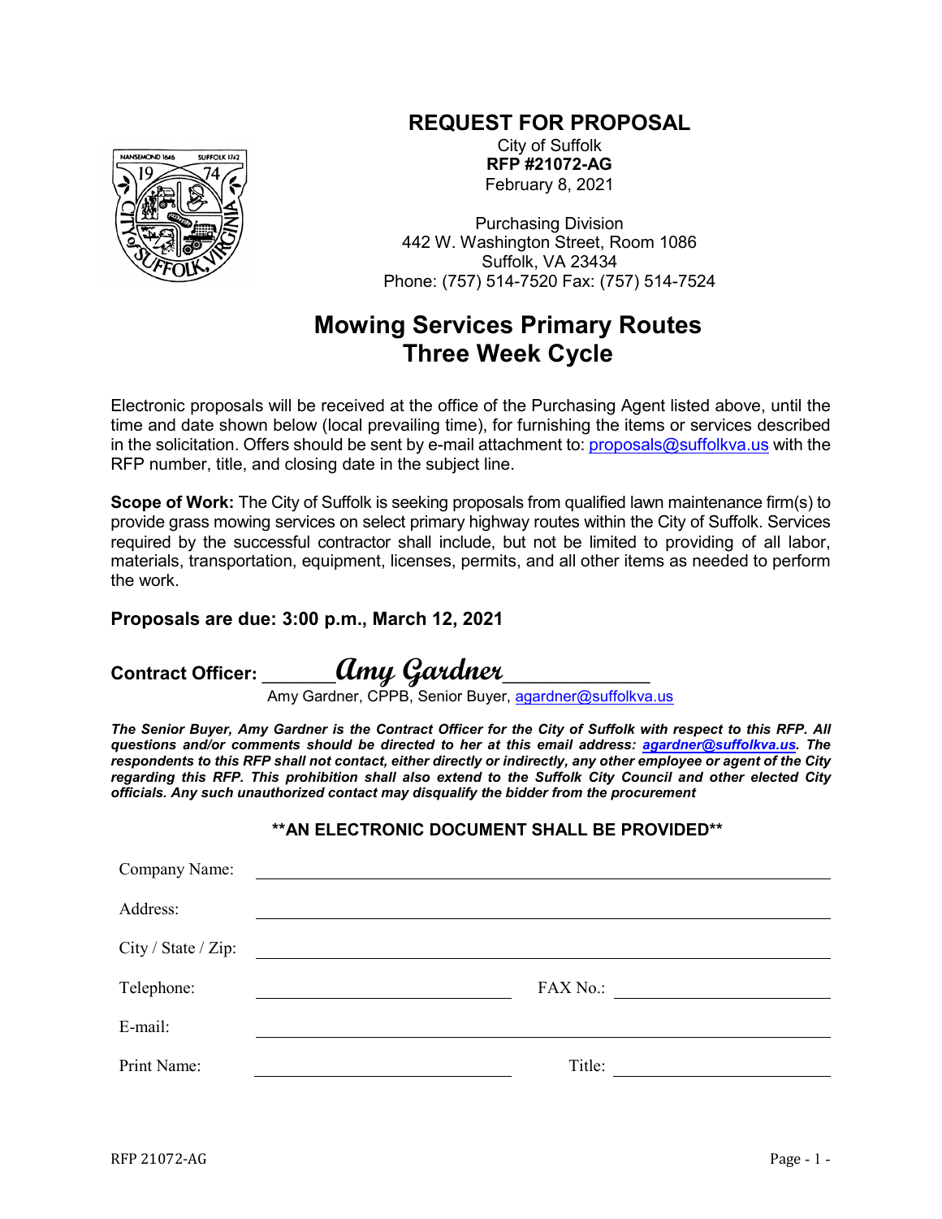# REQUEST FOR PROPOSAL

City of Suffolk
**RFP #21072-AG**
February 8, 2021

Purchasing Division
442 W. Washington Street, Room 1086
Suffolk, VA 23434
Phone: (757) 514-7520 Fax: (757) 514-7524

## Mowing Services Primary Routes Three Week Cycle

Electronic proposals will be received at the office of the Purchasing Agent listed above, until the time and date shown below (local prevailing time), for furnishing the items or services described in the solicitation. Offers should be sent by e-mail attachment to: proposals@suffolkva.us with the RFP number, title, and closing date in the subject line.

**Scope of Work:** The City of Suffolk is seeking proposals from qualified lawn maintenance firm(s) to provide grass mowing services on select primary highway routes within the City of Suffolk. Services required by the successful contractor shall include, but not be limited to providing of all labor, materials, transportation, equipment, licenses, permits, and all other items as needed to perform the work.

**Proposals are due: 3:00 p.m., March 12, 2021**

**Contract Officer:** ______*Amy Gardner*____________
Amy Gardner, CPPB, Senior Buyer, agardner@suffolkva.us

***The Senior Buyer, Amy Gardner is the Contract Officer for the City of Suffolk with respect to this RFP. All questions and/or comments should be directed to her at this email address: agardner@suffolkva.us. The respondents to this RFP shall not contact, either directly or indirectly, any other employee or agent of the City regarding this RFP. This prohibition shall also extend to the Suffolk City Council and other elected City officials. Any such unauthorized contact may disqualify the bidder from the procurement***

**\*\*AN ELECTRONIC DOCUMENT SHALL BE PROVIDED\*\***

Company Name: ______________________________

Address: ______________________________

City / State / Zip: ______________________________

Telephone: ______________ FAX No.: ______________

E-mail: ______________________________

Print Name: ______________ Title: ______________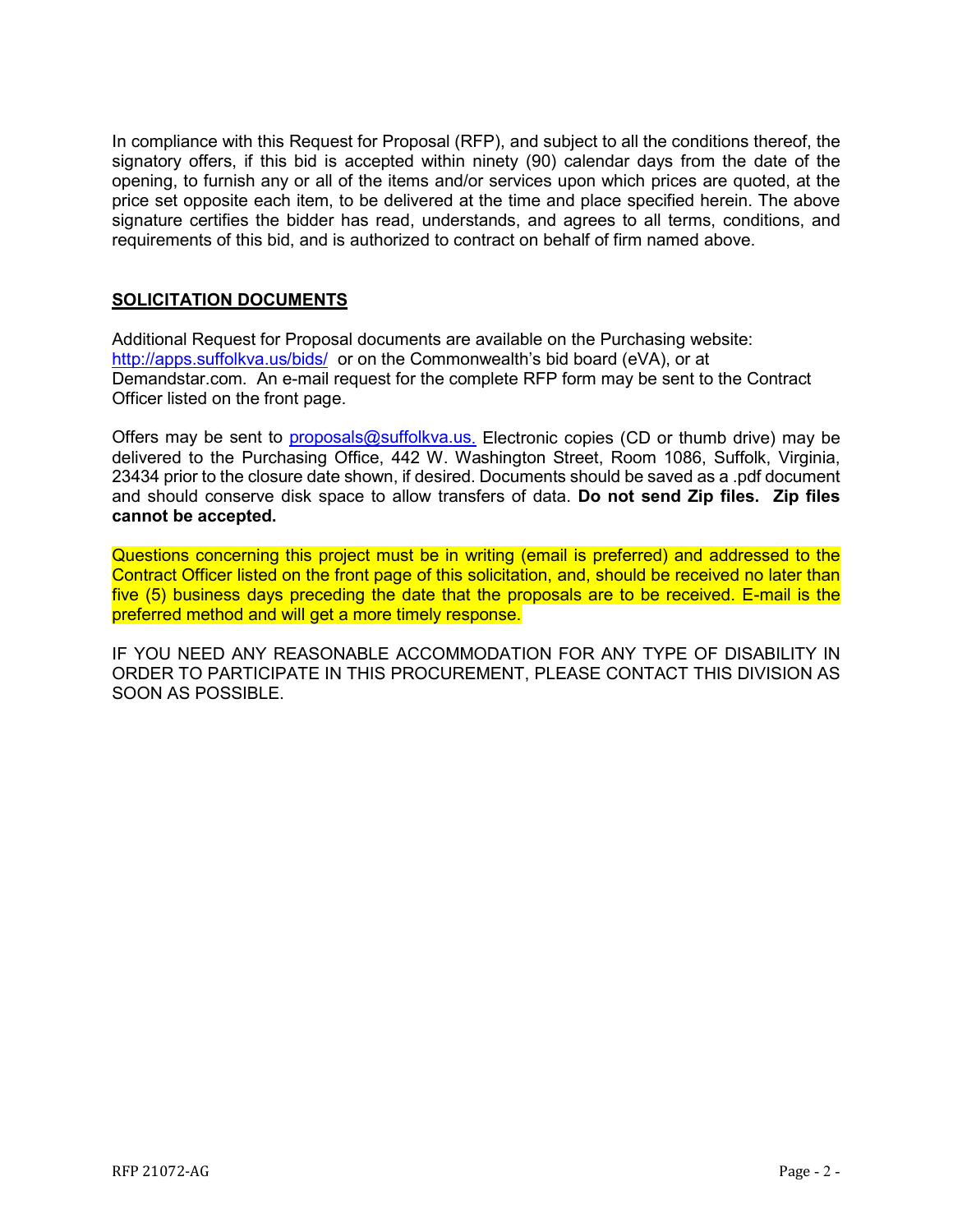In compliance with this Request for Proposal (RFP), and subject to all the conditions thereof, the signatory offers, if this bid is accepted within ninety (90) calendar days from the date of the opening, to furnish any or all of the items and/or services upon which prices are quoted, at the price set opposite each item, to be delivered at the time and place specified herein. The above signature certifies the bidder has read, understands, and agrees to all terms, conditions, and requirements of this bid, and is authorized to contract on behalf of firm named above.

## SOLICITATION DOCUMENTS

Additional Request for Proposal documents are available on the Purchasing website: http://apps.suffolkva.us/bids/ or on the Commonwealth's bid board (eVA), or at Demandstar.com. An e-mail request for the complete RFP form may be sent to the Contract Officer listed on the front page.

Offers may be sent to proposals@suffolkva.us. Electronic copies (CD or thumb drive) may be delivered to the Purchasing Office, 442 W. Washington Street, Room 1086, Suffolk, Virginia, 23434 prior to the closure date shown, if desired. Documents should be saved as a .pdf document and should conserve disk space to allow transfers of data. **Do not send Zip files. Zip files cannot be accepted.**

Questions concerning this project must be in writing (email is preferred) and addressed to the Contract Officer listed on the front page of this solicitation, and, should be received no later than five (5) business days preceding the date that the proposals are to be received. E-mail is the preferred method and will get a more timely response.

IF YOU NEED ANY REASONABLE ACCOMMODATION FOR ANY TYPE OF DISABILITY IN ORDER TO PARTICIPATE IN THIS PROCUREMENT, PLEASE CONTACT THIS DIVISION AS SOON AS POSSIBLE.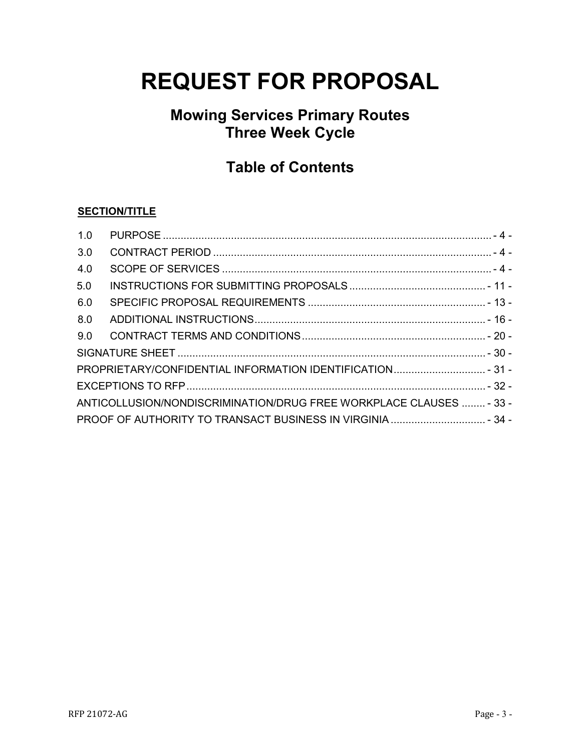# REQUEST FOR PROPOSAL

## Mowing Services Primary Routes
## Three Week Cycle

## Table of Contents

**SECTION/TITLE**

| | | |
|---|---|---|
| 1.0 | PURPOSE | - 4 - |
| 3.0 | CONTRACT PERIOD | - 4 - |
| 4.0 | SCOPE OF SERVICES | - 4 - |
| 5.0 | INSTRUCTIONS FOR SUBMITTING PROPOSALS | - 11 - |
| 6.0 | SPECIFIC PROPOSAL REQUIREMENTS | - 13 - |
| 8.0 | ADDITIONAL INSTRUCTIONS | - 16 - |
| 9.0 | CONTRACT TERMS AND CONDITIONS | - 20 - |
| | SIGNATURE SHEET | - 30 - |
| | PROPRIETARY/CONFIDENTIAL INFORMATION IDENTIFICATION | - 31 - |
| | EXCEPTIONS TO RFP | - 32 - |
| | ANTICOLLUSION/NONDISCRIMINATION/DRUG FREE WORKPLACE CLAUSES | - 33 - |
| | PROOF OF AUTHORITY TO TRANSACT BUSINESS IN VIRGINIA | - 34 - |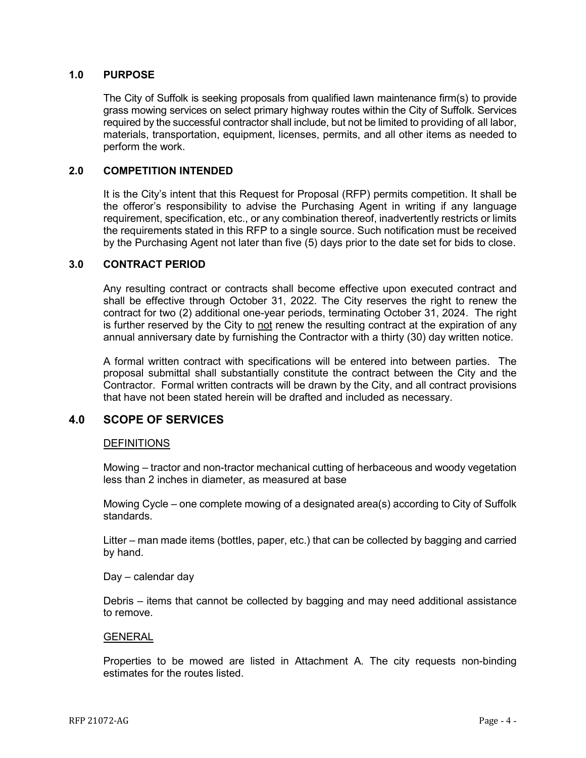## 1.0 PURPOSE

The City of Suffolk is seeking proposals from qualified lawn maintenance firm(s) to provide grass mowing services on select primary highway routes within the City of Suffolk. Services required by the successful contractor shall include, but not be limited to providing of all labor, materials, transportation, equipment, licenses, permits, and all other items as needed to perform the work.

## 2.0 COMPETITION INTENDED

It is the City's intent that this Request for Proposal (RFP) permits competition. It shall be the offeror's responsibility to advise the Purchasing Agent in writing if any language requirement, specification, etc., or any combination thereof, inadvertently restricts or limits the requirements stated in this RFP to a single source. Such notification must be received by the Purchasing Agent not later than five (5) days prior to the date set for bids to close.

## 3.0 CONTRACT PERIOD

Any resulting contract or contracts shall become effective upon executed contract and shall be effective through October 31, 2022. The City reserves the right to renew the contract for two (2) additional one-year periods, terminating October 31, 2024. The right is further reserved by the City to not renew the resulting contract at the expiration of any annual anniversary date by furnishing the Contractor with a thirty (30) day written notice.

A formal written contract with specifications will be entered into between parties. The proposal submittal shall substantially constitute the contract between the City and the Contractor. Formal written contracts will be drawn by the City, and all contract provisions that have not been stated herein will be drafted and included as necessary.

## 4.0 SCOPE OF SERVICES

DEFINITIONS

Mowing – tractor and non-tractor mechanical cutting of herbaceous and woody vegetation less than 2 inches in diameter, as measured at base

Mowing Cycle – one complete mowing of a designated area(s) according to City of Suffolk standards.

Litter – man made items (bottles, paper, etc.) that can be collected by bagging and carried by hand.

Day – calendar day

Debris – items that cannot be collected by bagging and may need additional assistance to remove.

GENERAL

Properties to be mowed are listed in Attachment A. The city requests non-binding estimates for the routes listed.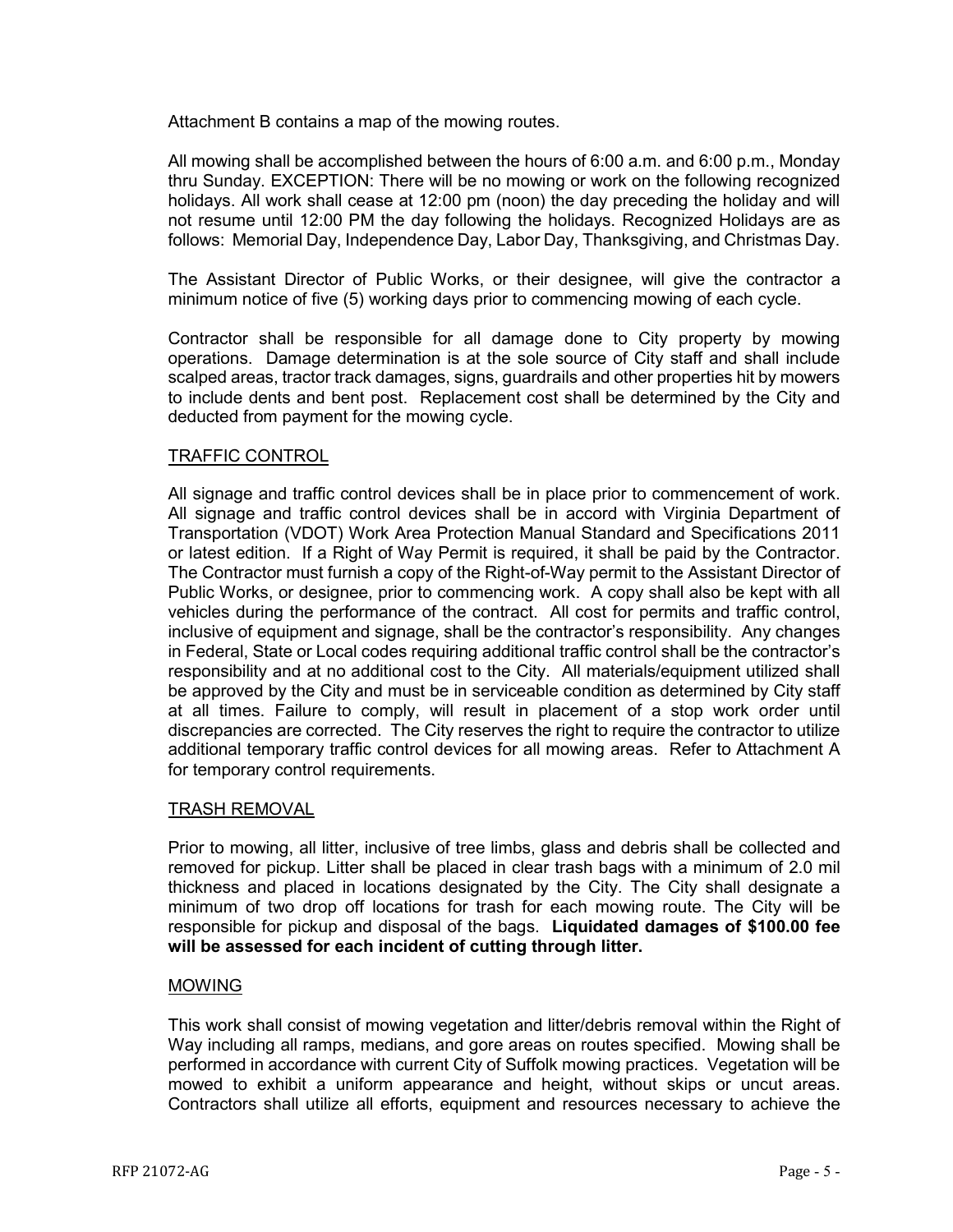Attachment B contains a map of the mowing routes.

All mowing shall be accomplished between the hours of 6:00 a.m. and 6:00 p.m., Monday thru Sunday. EXCEPTION: There will be no mowing or work on the following recognized holidays. All work shall cease at 12:00 pm (noon) the day preceding the holiday and will not resume until 12:00 PM the day following the holidays. Recognized Holidays are as follows: Memorial Day, Independence Day, Labor Day, Thanksgiving, and Christmas Day.

The Assistant Director of Public Works, or their designee, will give the contractor a minimum notice of five (5) working days prior to commencing mowing of each cycle.

Contractor shall be responsible for all damage done to City property by mowing operations. Damage determination is at the sole source of City staff and shall include scalped areas, tractor track damages, signs, guardrails and other properties hit by mowers to include dents and bent post. Replacement cost shall be determined by the City and deducted from payment for the mowing cycle.

## TRAFFIC CONTROL

All signage and traffic control devices shall be in place prior to commencement of work. All signage and traffic control devices shall be in accord with Virginia Department of Transportation (VDOT) Work Area Protection Manual Standard and Specifications 2011 or latest edition. If a Right of Way Permit is required, it shall be paid by the Contractor. The Contractor must furnish a copy of the Right-of-Way permit to the Assistant Director of Public Works, or designee, prior to commencing work. A copy shall also be kept with all vehicles during the performance of the contract. All cost for permits and traffic control, inclusive of equipment and signage, shall be the contractor's responsibility. Any changes in Federal, State or Local codes requiring additional traffic control shall be the contractor's responsibility and at no additional cost to the City. All materials/equipment utilized shall be approved by the City and must be in serviceable condition as determined by City staff at all times. Failure to comply, will result in placement of a stop work order until discrepancies are corrected. The City reserves the right to require the contractor to utilize additional temporary traffic control devices for all mowing areas. Refer to Attachment A for temporary control requirements.

## TRASH REMOVAL

Prior to mowing, all litter, inclusive of tree limbs, glass and debris shall be collected and removed for pickup. Litter shall be placed in clear trash bags with a minimum of 2.0 mil thickness and placed in locations designated by the City. The City shall designate a minimum of two drop off locations for trash for each mowing route. The City will be responsible for pickup and disposal of the bags. **Liquidated damages of $100.00 fee will be assessed for each incident of cutting through litter.**

## MOWING

This work shall consist of mowing vegetation and litter/debris removal within the Right of Way including all ramps, medians, and gore areas on routes specified. Mowing shall be performed in accordance with current City of Suffolk mowing practices. Vegetation will be mowed to exhibit a uniform appearance and height, without skips or uncut areas. Contractors shall utilize all efforts, equipment and resources necessary to achieve the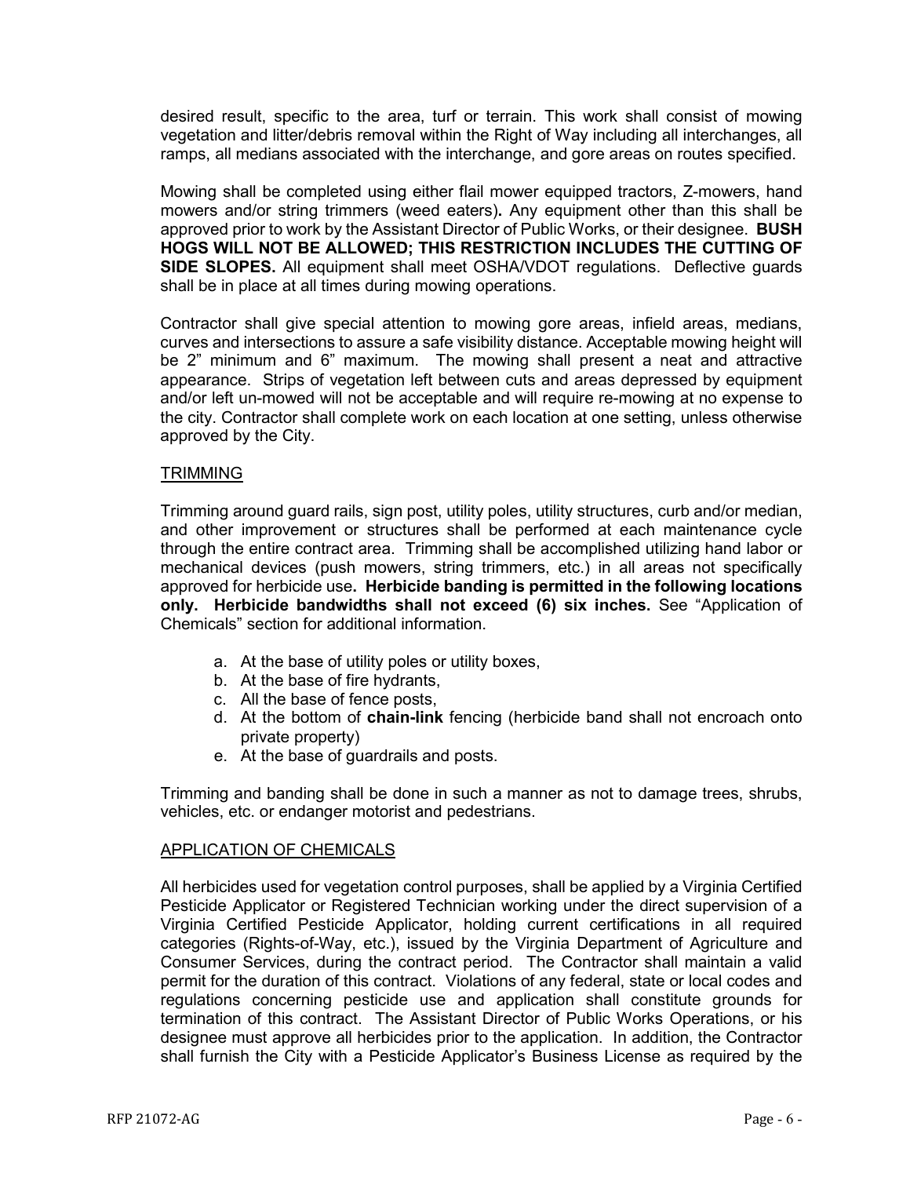desired result, specific to the area, turf or terrain. This work shall consist of mowing vegetation and litter/debris removal within the Right of Way including all interchanges, all ramps, all medians associated with the interchange, and gore areas on routes specified.

Mowing shall be completed using either flail mower equipped tractors, Z-mowers, hand mowers and/or string trimmers (weed eaters)**.** Any equipment other than this shall be approved prior to work by the Assistant Director of Public Works, or their designee. **BUSH HOGS WILL NOT BE ALLOWED; THIS RESTRICTION INCLUDES THE CUTTING OF SIDE SLOPES.** All equipment shall meet OSHA/VDOT regulations. Deflective guards shall be in place at all times during mowing operations.

Contractor shall give special attention to mowing gore areas, infield areas, medians, curves and intersections to assure a safe visibility distance. Acceptable mowing height will be 2" minimum and 6" maximum. The mowing shall present a neat and attractive appearance. Strips of vegetation left between cuts and areas depressed by equipment and/or left un-mowed will not be acceptable and will require re-mowing at no expense to the city. Contractor shall complete work on each location at one setting, unless otherwise approved by the City.

<u>TRIMMING</u>

Trimming around guard rails, sign post, utility poles, utility structures, curb and/or median, and other improvement or structures shall be performed at each maintenance cycle through the entire contract area. Trimming shall be accomplished utilizing hand labor or mechanical devices (push mowers, string trimmers, etc.) in all areas not specifically approved for herbicide use**. Herbicide banding is permitted in the following locations only. Herbicide bandwidths shall not exceed (6) six inches.** See "Application of Chemicals" section for additional information.

a. At the base of utility poles or utility boxes,
b. At the base of fire hydrants,
c. All the base of fence posts,
d. At the bottom of **chain-link** fencing (herbicide band shall not encroach onto private property)
e. At the base of guardrails and posts.

Trimming and banding shall be done in such a manner as not to damage trees, shrubs, vehicles, etc. or endanger motorist and pedestrians.

<u>APPLICATION OF CHEMICALS</u>

All herbicides used for vegetation control purposes, shall be applied by a Virginia Certified Pesticide Applicator or Registered Technician working under the direct supervision of a Virginia Certified Pesticide Applicator, holding current certifications in all required categories (Rights-of-Way, etc.), issued by the Virginia Department of Agriculture and Consumer Services, during the contract period. The Contractor shall maintain a valid permit for the duration of this contract. Violations of any federal, state or local codes and regulations concerning pesticide use and application shall constitute grounds for termination of this contract. The Assistant Director of Public Works Operations, or his designee must approve all herbicides prior to the application. In addition, the Contractor shall furnish the City with a Pesticide Applicator's Business License as required by the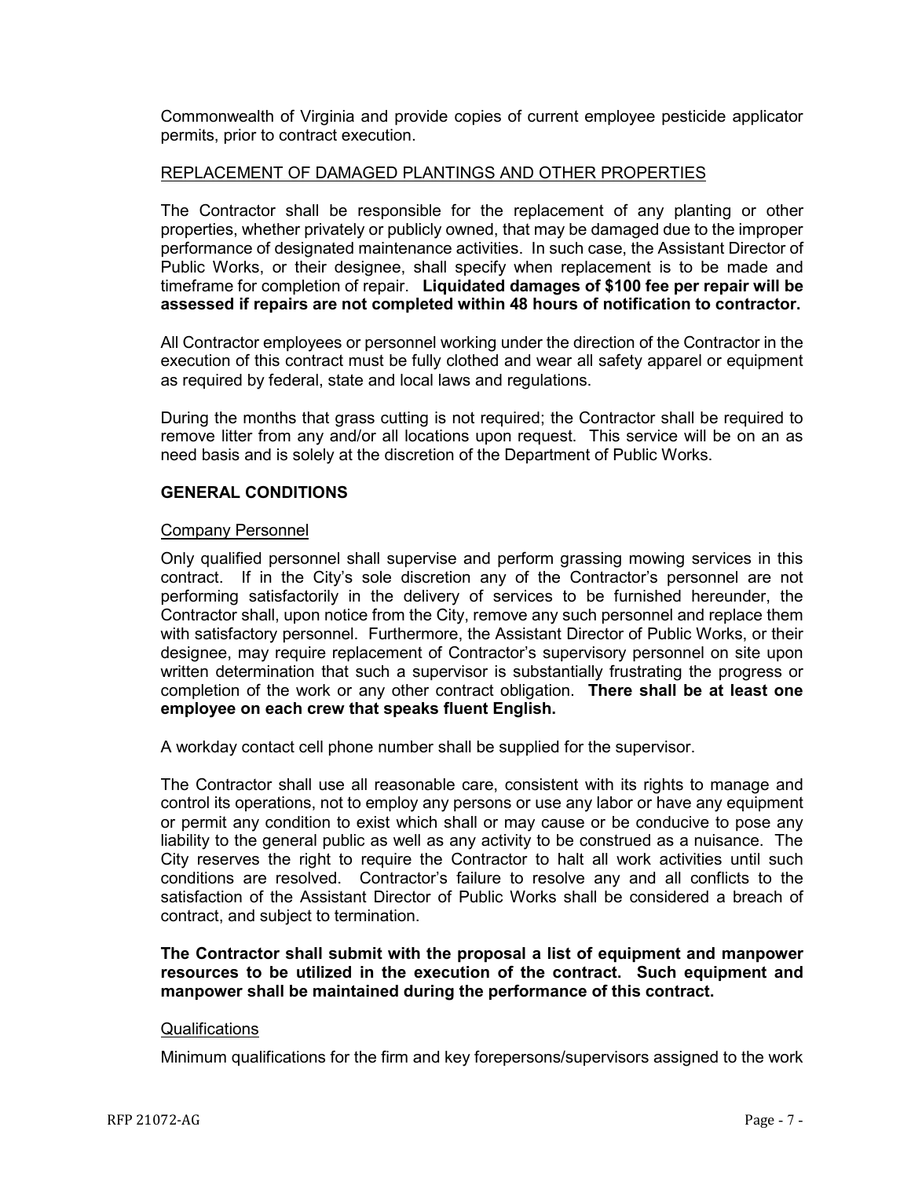Commonwealth of Virginia and provide copies of current employee pesticide applicator permits, prior to contract execution.

REPLACEMENT OF DAMAGED PLANTINGS AND OTHER PROPERTIES

The Contractor shall be responsible for the replacement of any planting or other properties, whether privately or publicly owned, that may be damaged due to the improper performance of designated maintenance activities. In such case, the Assistant Director of Public Works, or their designee, shall specify when replacement is to be made and timeframe for completion of repair. **Liquidated damages of $100 fee per repair will be assessed if repairs are not completed within 48 hours of notification to contractor.**

All Contractor employees or personnel working under the direction of the Contractor in the execution of this contract must be fully clothed and wear all safety apparel or equipment as required by federal, state and local laws and regulations.

During the months that grass cutting is not required; the Contractor shall be required to remove litter from any and/or all locations upon request. This service will be on an as need basis and is solely at the discretion of the Department of Public Works.

## GENERAL CONDITIONS

Company Personnel

Only qualified personnel shall supervise and perform grassing mowing services in this contract. If in the City's sole discretion any of the Contractor's personnel are not performing satisfactorily in the delivery of services to be furnished hereunder, the Contractor shall, upon notice from the City, remove any such personnel and replace them with satisfactory personnel. Furthermore, the Assistant Director of Public Works, or their designee, may require replacement of Contractor's supervisory personnel on site upon written determination that such a supervisor is substantially frustrating the progress or completion of the work or any other contract obligation. **There shall be at least one employee on each crew that speaks fluent English.**

A workday contact cell phone number shall be supplied for the supervisor.

The Contractor shall use all reasonable care, consistent with its rights to manage and control its operations, not to employ any persons or use any labor or have any equipment or permit any condition to exist which shall or may cause or be conducive to pose any liability to the general public as well as any activity to be construed as a nuisance. The City reserves the right to require the Contractor to halt all work activities until such conditions are resolved. Contractor's failure to resolve any and all conflicts to the satisfaction of the Assistant Director of Public Works shall be considered a breach of contract, and subject to termination.

**The Contractor shall submit with the proposal a list of equipment and manpower resources to be utilized in the execution of the contract. Such equipment and manpower shall be maintained during the performance of this contract.**

Qualifications

Minimum qualifications for the firm and key forepersons/supervisors assigned to the work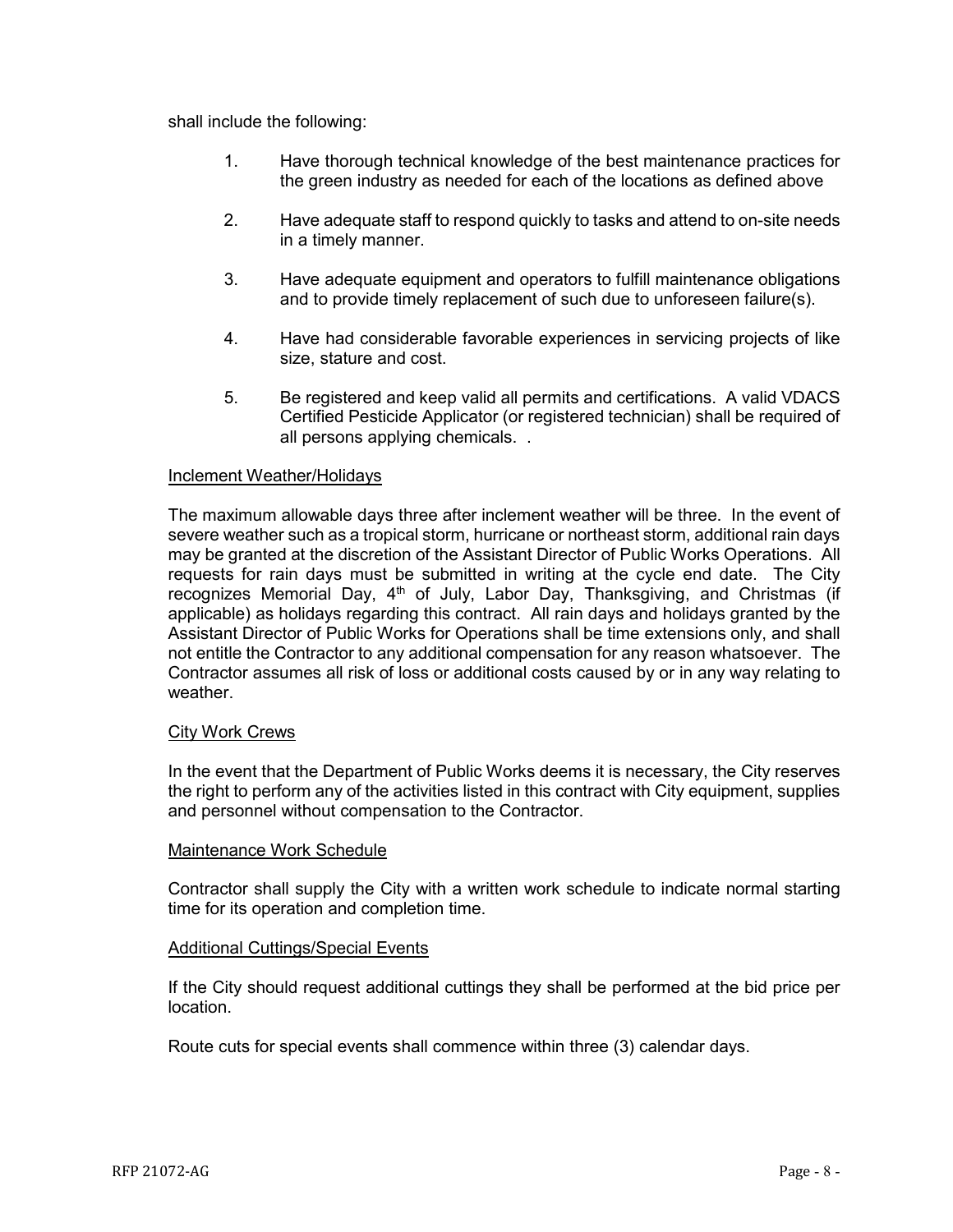shall include the following:

1. Have thorough technical knowledge of the best maintenance practices for the green industry as needed for each of the locations as defined above

2. Have adequate staff to respond quickly to tasks and attend to on-site needs in a timely manner.

3. Have adequate equipment and operators to fulfill maintenance obligations and to provide timely replacement of such due to unforeseen failure(s).

4. Have had considerable favorable experiences in servicing projects of like size, stature and cost.

5. Be registered and keep valid all permits and certifications. A valid VDACS Certified Pesticide Applicator (or registered technician) shall be required of all persons applying chemicals. .

<u>Inclement Weather/Holidays</u>

The maximum allowable days three after inclement weather will be three. In the event of severe weather such as a tropical storm, hurricane or northeast storm, additional rain days may be granted at the discretion of the Assistant Director of Public Works Operations. All requests for rain days must be submitted in writing at the cycle end date. The City recognizes Memorial Day, 4th of July, Labor Day, Thanksgiving, and Christmas (if applicable) as holidays regarding this contract. All rain days and holidays granted by the Assistant Director of Public Works for Operations shall be time extensions only, and shall not entitle the Contractor to any additional compensation for any reason whatsoever. The Contractor assumes all risk of loss or additional costs caused by or in any way relating to weather.

<u>City Work Crews</u>

In the event that the Department of Public Works deems it is necessary, the City reserves the right to perform any of the activities listed in this contract with City equipment, supplies and personnel without compensation to the Contractor.

<u>Maintenance Work Schedule</u>

Contractor shall supply the City with a written work schedule to indicate normal starting time for its operation and completion time.

<u>Additional Cuttings/Special Events</u>

If the City should request additional cuttings they shall be performed at the bid price per location.

Route cuts for special events shall commence within three (3) calendar days.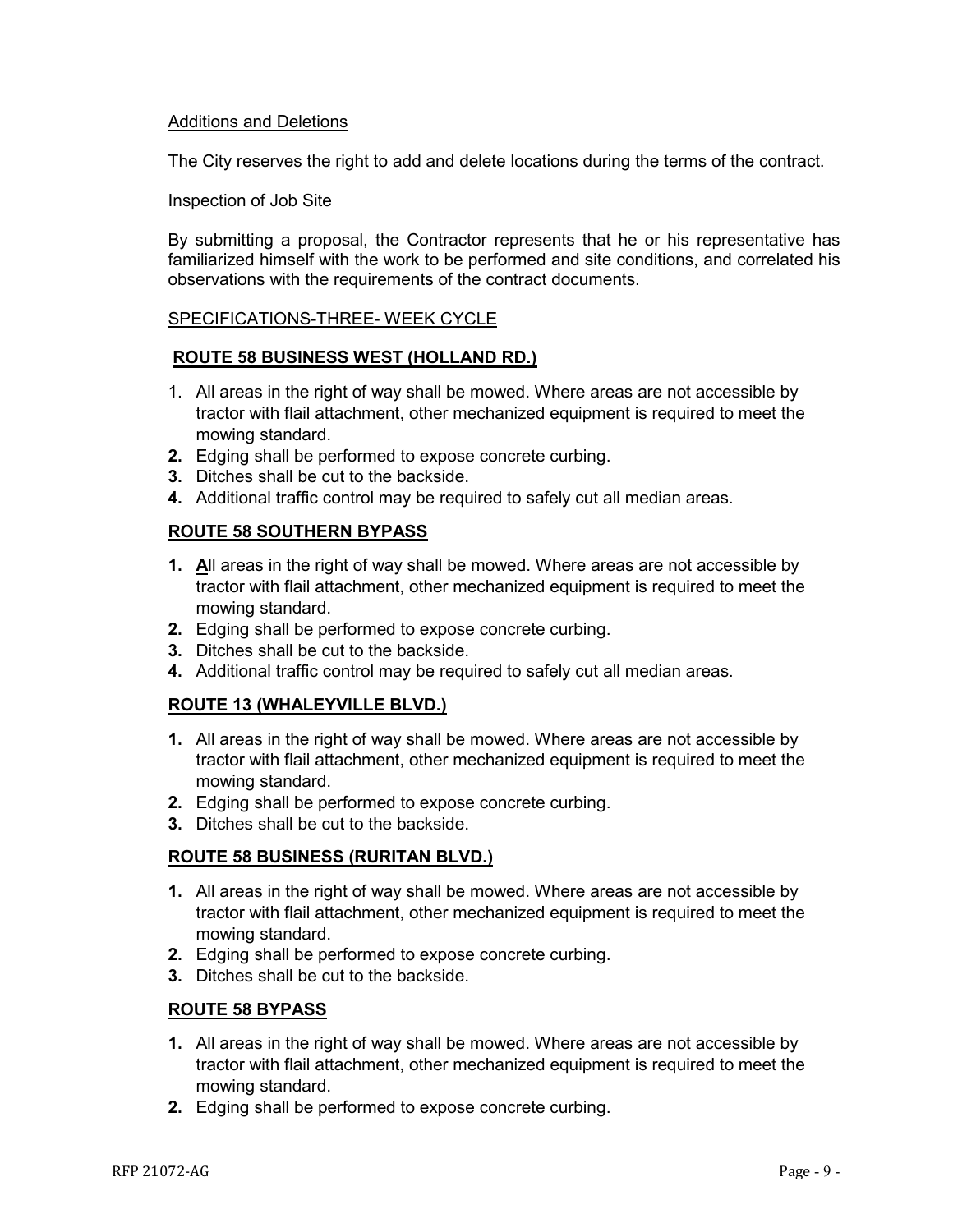Additions and Deletions

The City reserves the right to add and delete locations during the terms of the contract.

Inspection of Job Site

By submitting a proposal, the Contractor represents that he or his representative has familiarized himself with the work to be performed and site conditions, and correlated his observations with the requirements of the contract documents.

SPECIFICATIONS-THREE- WEEK CYCLE

**ROUTE 58 BUSINESS WEST (HOLLAND RD.)**

1. All areas in the right of way shall be mowed. Where areas are not accessible by tractor with flail attachment, other mechanized equipment is required to meet the mowing standard.
2. Edging shall be performed to expose concrete curbing.
3. Ditches shall be cut to the backside.
4. Additional traffic control may be required to safely cut all median areas.

**ROUTE 58 SOUTHERN BYPASS**

1. All areas in the right of way shall be mowed. Where areas are not accessible by tractor with flail attachment, other mechanized equipment is required to meet the mowing standard.
2. Edging shall be performed to expose concrete curbing.
3. Ditches shall be cut to the backside.
4. Additional traffic control may be required to safely cut all median areas.

**ROUTE 13 (WHALEYVILLE BLVD.)**

1. All areas in the right of way shall be mowed. Where areas are not accessible by tractor with flail attachment, other mechanized equipment is required to meet the mowing standard.
2. Edging shall be performed to expose concrete curbing.
3. Ditches shall be cut to the backside.

**ROUTE 58 BUSINESS (RURITAN BLVD.)**

1. All areas in the right of way shall be mowed. Where areas are not accessible by tractor with flail attachment, other mechanized equipment is required to meet the mowing standard.
2. Edging shall be performed to expose concrete curbing.
3. Ditches shall be cut to the backside.

**ROUTE 58 BYPASS**

1. All areas in the right of way shall be mowed. Where areas are not accessible by tractor with flail attachment, other mechanized equipment is required to meet the mowing standard.
2. Edging shall be performed to expose concrete curbing.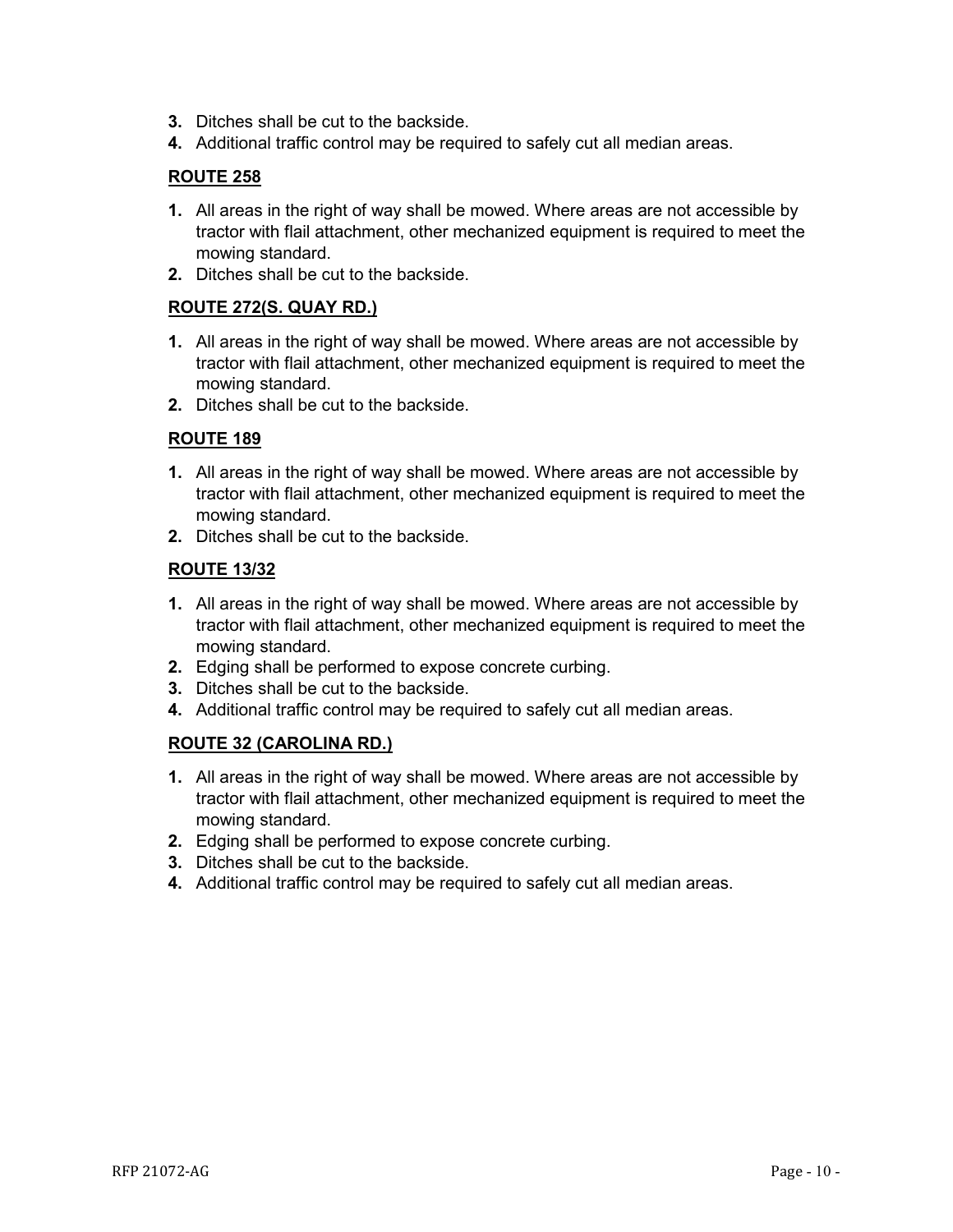3. Ditches shall be cut to the backside.
4. Additional traffic control may be required to safely cut all median areas.

**ROUTE 258**

1. All areas in the right of way shall be mowed. Where areas are not accessible by tractor with flail attachment, other mechanized equipment is required to meet the mowing standard.
2. Ditches shall be cut to the backside.

**ROUTE 272(S. QUAY RD.)**

1. All areas in the right of way shall be mowed. Where areas are not accessible by tractor with flail attachment, other mechanized equipment is required to meet the mowing standard.
2. Ditches shall be cut to the backside.

**ROUTE 189**

1. All areas in the right of way shall be mowed. Where areas are not accessible by tractor with flail attachment, other mechanized equipment is required to meet the mowing standard.
2. Ditches shall be cut to the backside.

**ROUTE 13/32**

1. All areas in the right of way shall be mowed. Where areas are not accessible by tractor with flail attachment, other mechanized equipment is required to meet the mowing standard.
2. Edging shall be performed to expose concrete curbing.
3. Ditches shall be cut to the backside.
4. Additional traffic control may be required to safely cut all median areas.

**ROUTE 32 (CAROLINA RD.)**

1. All areas in the right of way shall be mowed. Where areas are not accessible by tractor with flail attachment, other mechanized equipment is required to meet the mowing standard.
2. Edging shall be performed to expose concrete curbing.
3. Ditches shall be cut to the backside.
4. Additional traffic control may be required to safely cut all median areas.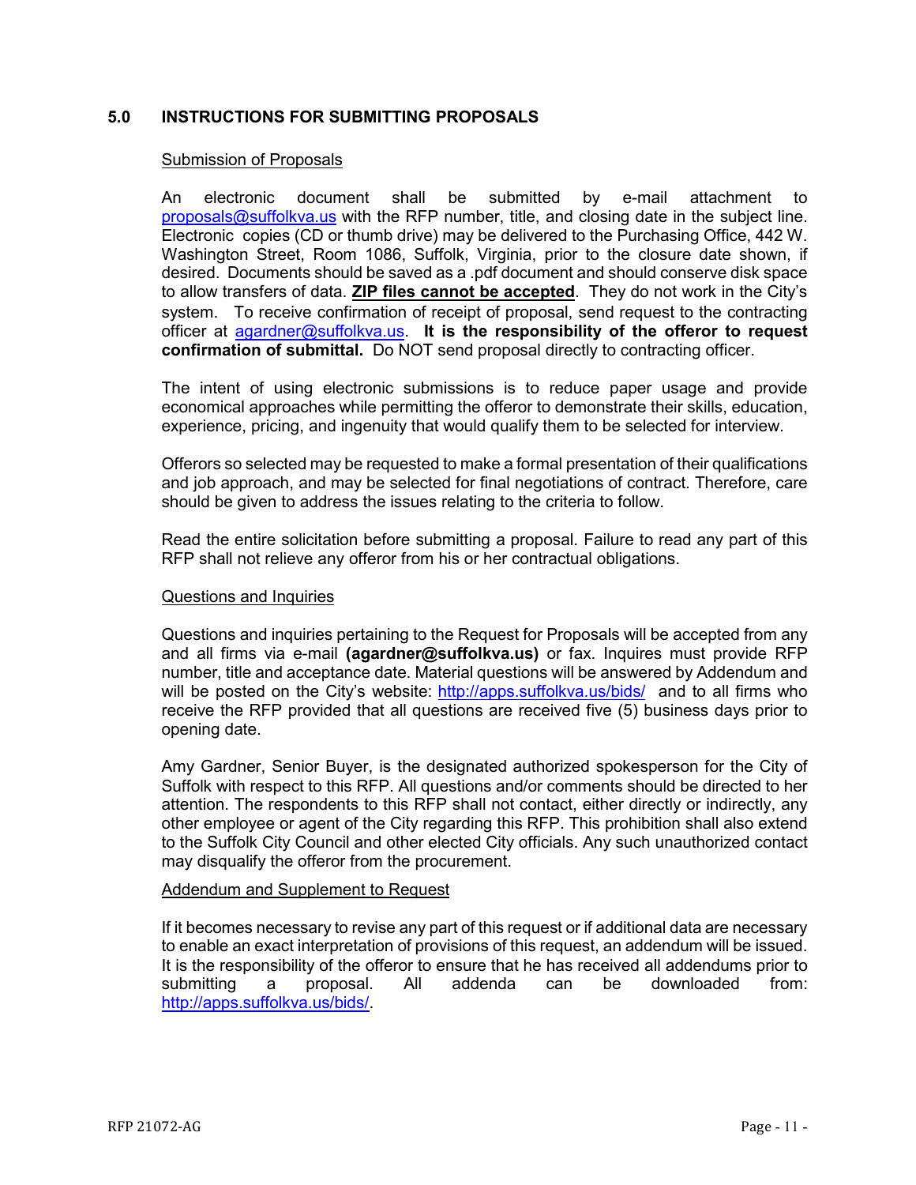## 5.0 INSTRUCTIONS FOR SUBMITTING PROPOSALS

Submission of Proposals

An electronic document shall be submitted by e-mail attachment to proposals@suffolkva.us with the RFP number, title, and closing date in the subject line. Electronic copies (CD or thumb drive) may be delivered to the Purchasing Office, 442 W. Washington Street, Room 1086, Suffolk, Virginia, prior to the closure date shown, if desired. Documents should be saved as a .pdf document and should conserve disk space to allow transfers of data. **ZIP files cannot be accepted**. They do not work in the City's system. To receive confirmation of receipt of proposal, send request to the contracting officer at agardner@suffolkva.us. **It is the responsibility of the offeror to request confirmation of submittal.** Do NOT send proposal directly to contracting officer.

The intent of using electronic submissions is to reduce paper usage and provide economical approaches while permitting the offeror to demonstrate their skills, education, experience, pricing, and ingenuity that would qualify them to be selected for interview.

Offerors so selected may be requested to make a formal presentation of their qualifications and job approach, and may be selected for final negotiations of contract. Therefore, care should be given to address the issues relating to the criteria to follow.

Read the entire solicitation before submitting a proposal. Failure to read any part of this RFP shall not relieve any offeror from his or her contractual obligations.

Questions and Inquiries

Questions and inquiries pertaining to the Request for Proposals will be accepted from any and all firms via e-mail **(agardner@suffolkva.us)** or fax. Inquires must provide RFP number, title and acceptance date. Material questions will be answered by Addendum and will be posted on the City's website: http://apps.suffolkva.us/bids/ and to all firms who receive the RFP provided that all questions are received five (5) business days prior to opening date.

Amy Gardner, Senior Buyer, is the designated authorized spokesperson for the City of Suffolk with respect to this RFP. All questions and/or comments should be directed to her attention. The respondents to this RFP shall not contact, either directly or indirectly, any other employee or agent of the City regarding this RFP. This prohibition shall also extend to the Suffolk City Council and other elected City officials. Any such unauthorized contact may disqualify the offeror from the procurement.

Addendum and Supplement to Request

If it becomes necessary to revise any part of this request or if additional data are necessary to enable an exact interpretation of provisions of this request, an addendum will be issued. It is the responsibility of the offeror to ensure that he has received all addendums prior to submitting a proposal. All addenda can be downloaded from: http://apps.suffolkva.us/bids/.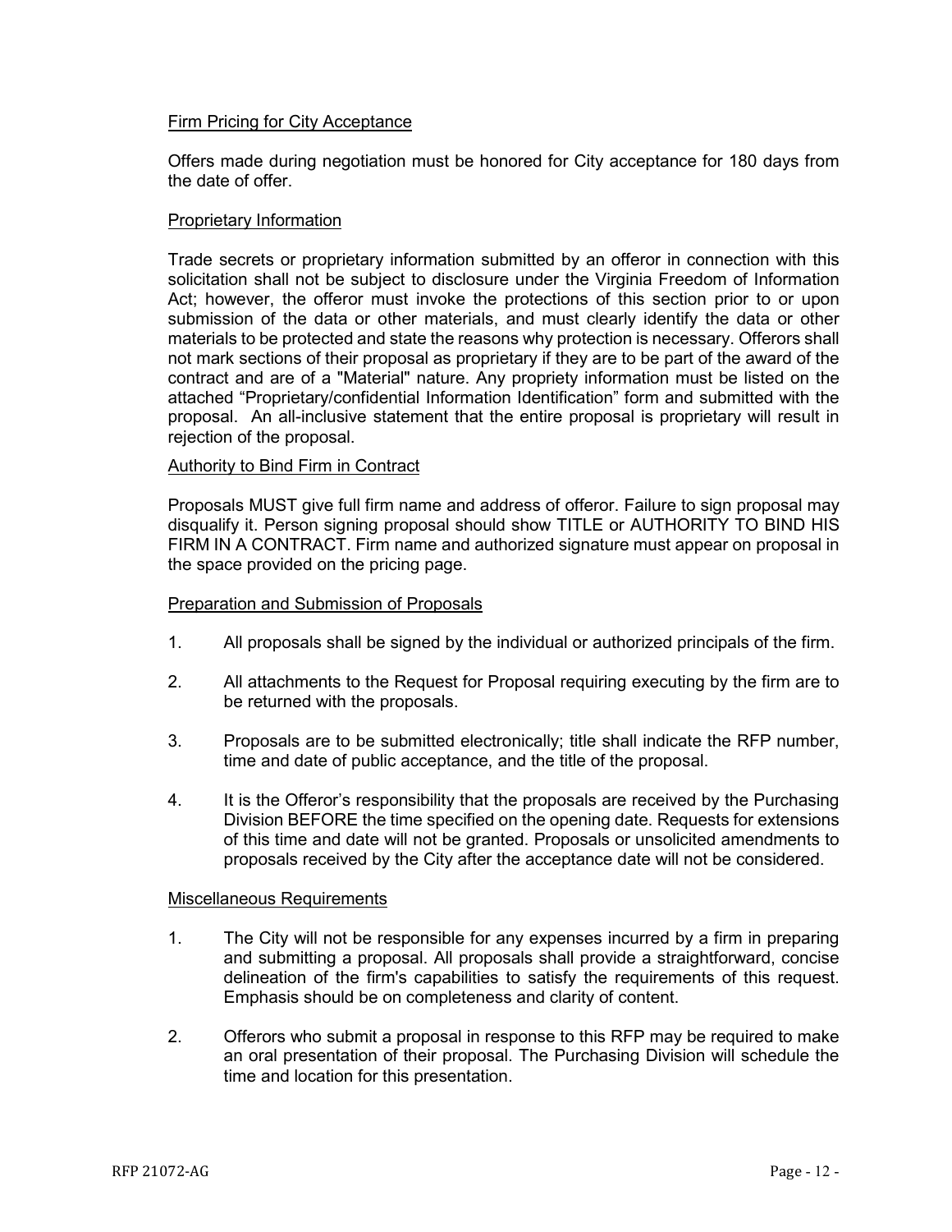Firm Pricing for City Acceptance

Offers made during negotiation must be honored for City acceptance for 180 days from the date of offer.

Proprietary Information

Trade secrets or proprietary information submitted by an offeror in connection with this solicitation shall not be subject to disclosure under the Virginia Freedom of Information Act; however, the offeror must invoke the protections of this section prior to or upon submission of the data or other materials, and must clearly identify the data or other materials to be protected and state the reasons why protection is necessary. Offerors shall not mark sections of their proposal as proprietary if they are to be part of the award of the contract and are of a "Material" nature. Any propriety information must be listed on the attached "Proprietary/confidential Information Identification" form and submitted with the proposal. An all-inclusive statement that the entire proposal is proprietary will result in rejection of the proposal.

Authority to Bind Firm in Contract

Proposals MUST give full firm name and address of offeror. Failure to sign proposal may disqualify it. Person signing proposal should show TITLE or AUTHORITY TO BIND HIS FIRM IN A CONTRACT. Firm name and authorized signature must appear on proposal in the space provided on the pricing page.

Preparation and Submission of Proposals

1. All proposals shall be signed by the individual or authorized principals of the firm.

2. All attachments to the Request for Proposal requiring executing by the firm are to be returned with the proposals.

3. Proposals are to be submitted electronically; title shall indicate the RFP number, time and date of public acceptance, and the title of the proposal.

4. It is the Offeror's responsibility that the proposals are received by the Purchasing Division BEFORE the time specified on the opening date. Requests for extensions of this time and date will not be granted. Proposals or unsolicited amendments to proposals received by the City after the acceptance date will not be considered.

Miscellaneous Requirements

1. The City will not be responsible for any expenses incurred by a firm in preparing and submitting a proposal. All proposals shall provide a straightforward, concise delineation of the firm's capabilities to satisfy the requirements of this request. Emphasis should be on completeness and clarity of content.

2. Offerors who submit a proposal in response to this RFP may be required to make an oral presentation of their proposal. The Purchasing Division will schedule the time and location for this presentation.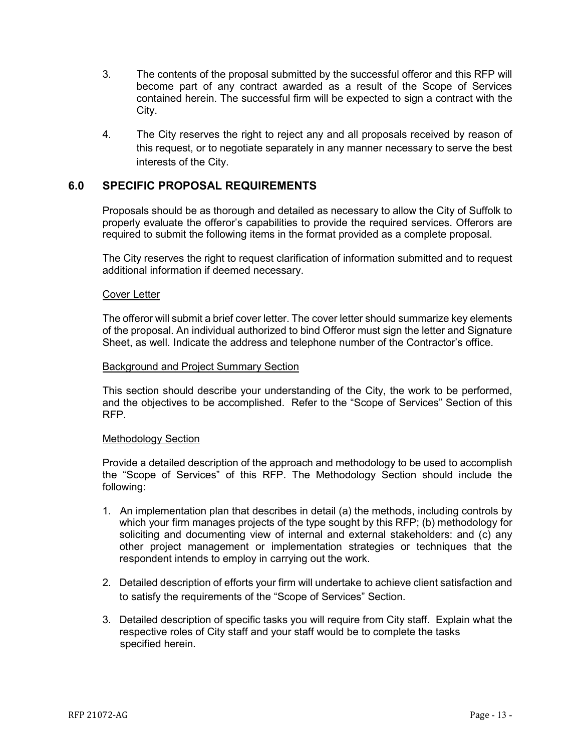3. The contents of the proposal submitted by the successful offeror and this RFP will become part of any contract awarded as a result of the Scope of Services contained herein. The successful firm will be expected to sign a contract with the City.

4. The City reserves the right to reject any and all proposals received by reason of this request, or to negotiate separately in any manner necessary to serve the best interests of the City.

## 6.0 SPECIFIC PROPOSAL REQUIREMENTS

Proposals should be as thorough and detailed as necessary to allow the City of Suffolk to properly evaluate the offeror's capabilities to provide the required services. Offerors are required to submit the following items in the format provided as a complete proposal.

The City reserves the right to request clarification of information submitted and to request additional information if deemed necessary.

Cover Letter

The offeror will submit a brief cover letter. The cover letter should summarize key elements of the proposal. An individual authorized to bind Offeror must sign the letter and Signature Sheet, as well. Indicate the address and telephone number of the Contractor's office.

Background and Project Summary Section

This section should describe your understanding of the City, the work to be performed, and the objectives to be accomplished. Refer to the "Scope of Services" Section of this RFP.

Methodology Section

Provide a detailed description of the approach and methodology to be used to accomplish the "Scope of Services" of this RFP. The Methodology Section should include the following:

1. An implementation plan that describes in detail (a) the methods, including controls by which your firm manages projects of the type sought by this RFP; (b) methodology for soliciting and documenting view of internal and external stakeholders: and (c) any other project management or implementation strategies or techniques that the respondent intends to employ in carrying out the work.

2. Detailed description of efforts your firm will undertake to achieve client satisfaction and to satisfy the requirements of the "Scope of Services" Section.

3. Detailed description of specific tasks you will require from City staff. Explain what the respective roles of City staff and your staff would be to complete the tasks specified herein.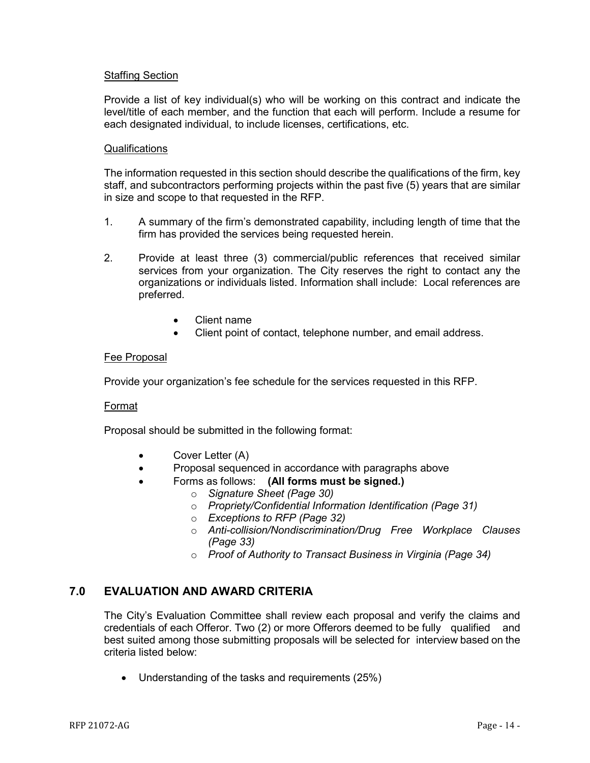Staffing Section

Provide a list of key individual(s) who will be working on this contract and indicate the level/title of each member, and the function that each will perform. Include a resume for each designated individual, to include licenses, certifications, etc.

Qualifications

The information requested in this section should describe the qualifications of the firm, key staff, and subcontractors performing projects within the past five (5) years that are similar in size and scope to that requested in the RFP.

1. A summary of the firm's demonstrated capability, including length of time that the firm has provided the services being requested herein.

2. Provide at least three (3) commercial/public references that received similar services from your organization. The City reserves the right to contact any the organizations or individuals listed. Information shall include: Local references are preferred.

    - Client name
    - Client point of contact, telephone number, and email address.

Fee Proposal

Provide your organization's fee schedule for the services requested in this RFP.

Format

Proposal should be submitted in the following format:

- Cover Letter (A)
- Proposal sequenced in accordance with paragraphs above
- Forms as follows: **(All forms must be signed.)**
    - *Signature Sheet (Page 30)*
    - *Propriety/Confidential Information Identification (Page 31)*
    - *Exceptions to RFP (Page 32)*
    - *Anti-collision/Nondiscrimination/Drug Free Workplace Clauses (Page 33)*
    - *Proof of Authority to Transact Business in Virginia (Page 34)*

## 7.0 EVALUATION AND AWARD CRITERIA

The City's Evaluation Committee shall review each proposal and verify the claims and credentials of each Offeror. Two (2) or more Offerors deemed to be fully qualified and best suited among those submitting proposals will be selected for interview based on the criteria listed below:

- Understanding of the tasks and requirements (25%)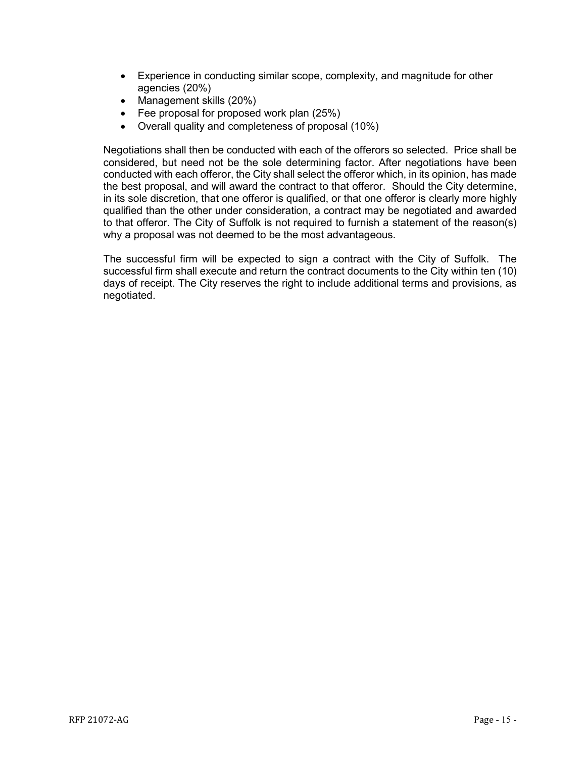- Experience in conducting similar scope, complexity, and magnitude for other agencies (20%)
- Management skills (20%)
- Fee proposal for proposed work plan (25%)
- Overall quality and completeness of proposal (10%)

Negotiations shall then be conducted with each of the offerors so selected. Price shall be considered, but need not be the sole determining factor. After negotiations have been conducted with each offeror, the City shall select the offeror which, in its opinion, has made the best proposal, and will award the contract to that offeror. Should the City determine, in its sole discretion, that one offeror is qualified, or that one offeror is clearly more highly qualified than the other under consideration, a contract may be negotiated and awarded to that offeror. The City of Suffolk is not required to furnish a statement of the reason(s) why a proposal was not deemed to be the most advantageous.

The successful firm will be expected to sign a contract with the City of Suffolk. The successful firm shall execute and return the contract documents to the City within ten (10) days of receipt. The City reserves the right to include additional terms and provisions, as negotiated.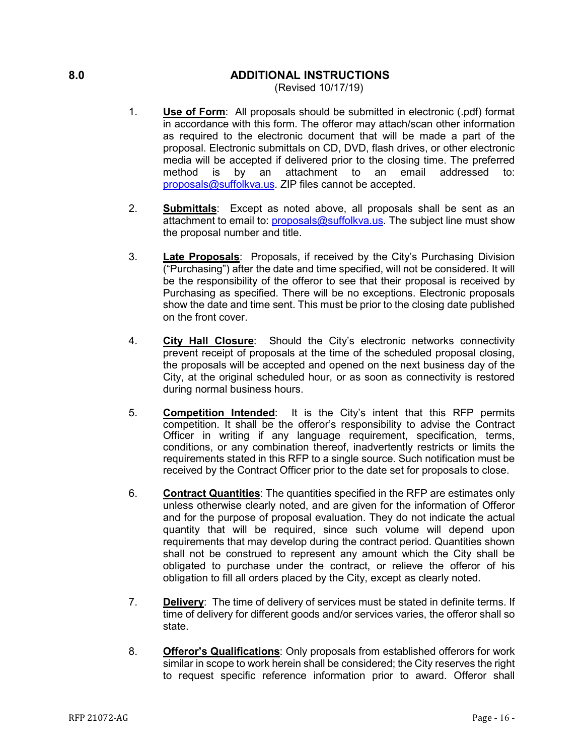## 8.0 ADDITIONAL INSTRUCTIONS

(Revised 10/17/19)

1. **Use of Form**: All proposals should be submitted in electronic (.pdf) format in accordance with this form. The offeror may attach/scan other information as required to the electronic document that will be made a part of the proposal. Electronic submittals on CD, DVD, flash drives, or other electronic media will be accepted if delivered prior to the closing time. The preferred method is by an attachment to an email addressed to: proposals@suffolkva.us. ZIP files cannot be accepted.

2. **Submittals**: Except as noted above, all proposals shall be sent as an attachment to email to: proposals@suffolkva.us. The subject line must show the proposal number and title.

3. **Late Proposals**: Proposals, if received by the City's Purchasing Division ("Purchasing") after the date and time specified, will not be considered. It will be the responsibility of the offeror to see that their proposal is received by Purchasing as specified. There will be no exceptions. Electronic proposals show the date and time sent. This must be prior to the closing date published on the front cover.

4. **City Hall Closure**: Should the City's electronic networks connectivity prevent receipt of proposals at the time of the scheduled proposal closing, the proposals will be accepted and opened on the next business day of the City, at the original scheduled hour, or as soon as connectivity is restored during normal business hours.

5. **Competition Intended**: It is the City's intent that this RFP permits competition. It shall be the offeror's responsibility to advise the Contract Officer in writing if any language requirement, specification, terms, conditions, or any combination thereof, inadvertently restricts or limits the requirements stated in this RFP to a single source. Such notification must be received by the Contract Officer prior to the date set for proposals to close.

6. **Contract Quantities**: The quantities specified in the RFP are estimates only unless otherwise clearly noted, and are given for the information of Offeror and for the purpose of proposal evaluation. They do not indicate the actual quantity that will be required, since such volume will depend upon requirements that may develop during the contract period. Quantities shown shall not be construed to represent any amount which the City shall be obligated to purchase under the contract, or relieve the offeror of his obligation to fill all orders placed by the City, except as clearly noted.

7. **Delivery**: The time of delivery of services must be stated in definite terms. If time of delivery for different goods and/or services varies, the offeror shall so state.

8. **Offeror's Qualifications**: Only proposals from established offerors for work similar in scope to work herein shall be considered; the City reserves the right to request specific reference information prior to award. Offeror shall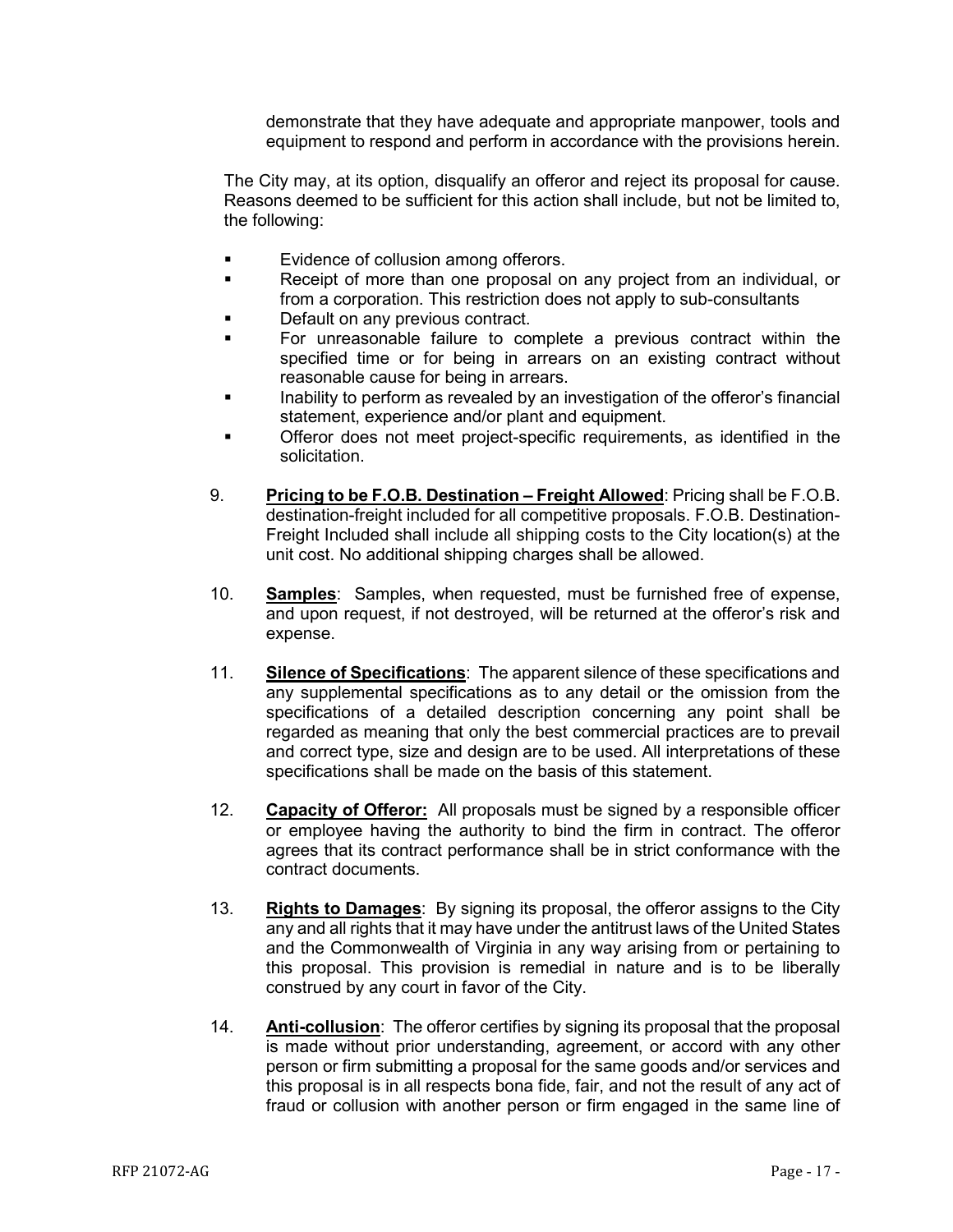demonstrate that they have adequate and appropriate manpower, tools and equipment to respond and perform in accordance with the provisions herein.

The City may, at its option, disqualify an offeror and reject its proposal for cause. Reasons deemed to be sufficient for this action shall include, but not be limited to, the following:

- Evidence of collusion among offerors.
- Receipt of more than one proposal on any project from an individual, or from a corporation. This restriction does not apply to sub-consultants
- Default on any previous contract.
- For unreasonable failure to complete a previous contract within the specified time or for being in arrears on an existing contract without reasonable cause for being in arrears.
- Inability to perform as revealed by an investigation of the offeror's financial statement, experience and/or plant and equipment.
- Offeror does not meet project-specific requirements, as identified in the solicitation.

9. **Pricing to be F.O.B. Destination – Freight Allowed**: Pricing shall be F.O.B. destination-freight included for all competitive proposals. F.O.B. Destination-Freight Included shall include all shipping costs to the City location(s) at the unit cost. No additional shipping charges shall be allowed.

10. **Samples**: Samples, when requested, must be furnished free of expense, and upon request, if not destroyed, will be returned at the offeror's risk and expense.

11. **Silence of Specifications**: The apparent silence of these specifications and any supplemental specifications as to any detail or the omission from the specifications of a detailed description concerning any point shall be regarded as meaning that only the best commercial practices are to prevail and correct type, size and design are to be used. All interpretations of these specifications shall be made on the basis of this statement.

12. **Capacity of Offeror:** All proposals must be signed by a responsible officer or employee having the authority to bind the firm in contract. The offeror agrees that its contract performance shall be in strict conformance with the contract documents.

13. **Rights to Damages**: By signing its proposal, the offeror assigns to the City any and all rights that it may have under the antitrust laws of the United States and the Commonwealth of Virginia in any way arising from or pertaining to this proposal. This provision is remedial in nature and is to be liberally construed by any court in favor of the City.

14. **Anti-collusion**: The offeror certifies by signing its proposal that the proposal is made without prior understanding, agreement, or accord with any other person or firm submitting a proposal for the same goods and/or services and this proposal is in all respects bona fide, fair, and not the result of any act of fraud or collusion with another person or firm engaged in the same line of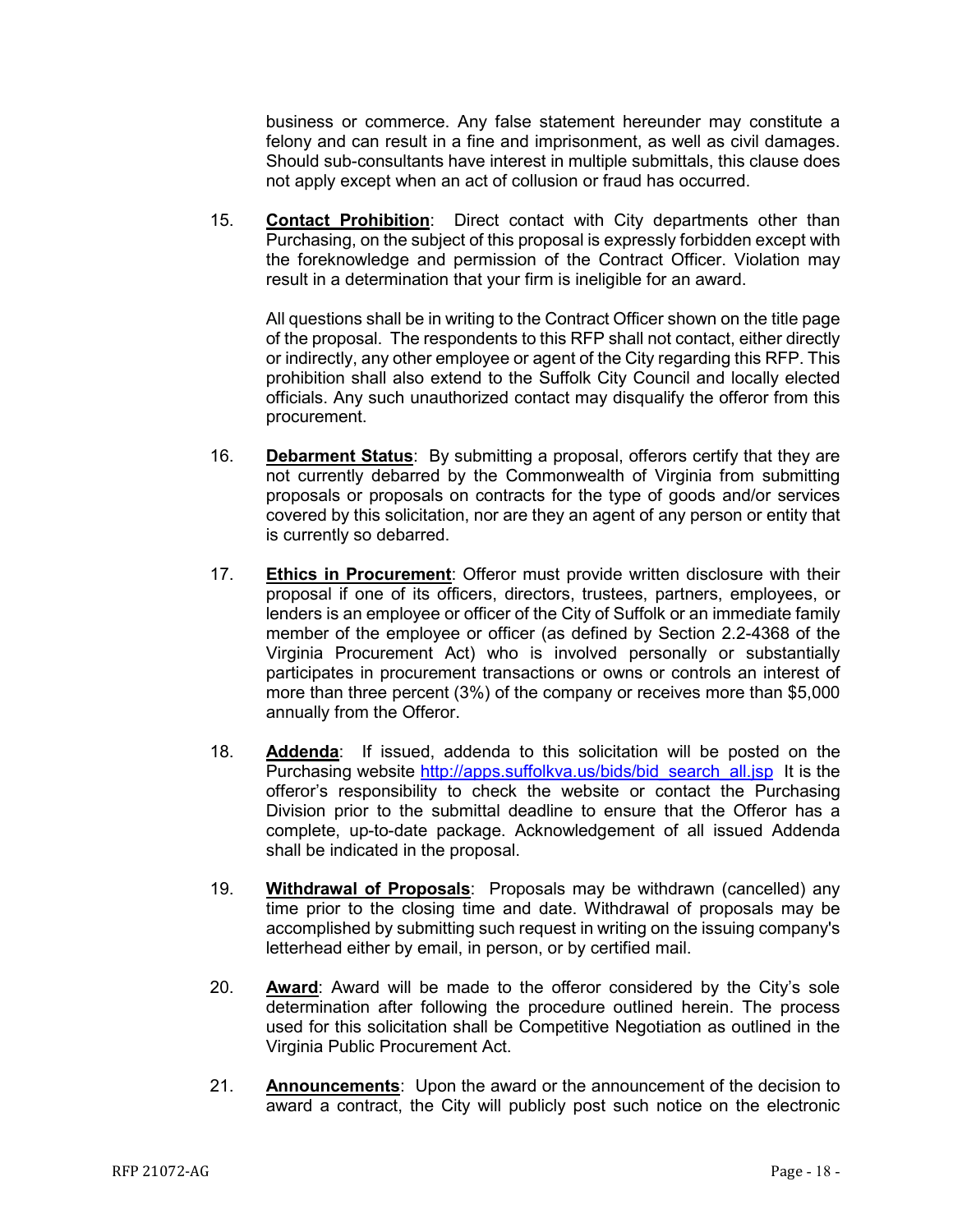business or commerce. Any false statement hereunder may constitute a felony and can result in a fine and imprisonment, as well as civil damages. Should sub-consultants have interest in multiple submittals, this clause does not apply except when an act of collusion or fraud has occurred.

15. **Contact Prohibition**: Direct contact with City departments other than Purchasing, on the subject of this proposal is expressly forbidden except with the foreknowledge and permission of the Contract Officer. Violation may result in a determination that your firm is ineligible for an award.

    All questions shall be in writing to the Contract Officer shown on the title page of the proposal. The respondents to this RFP shall not contact, either directly or indirectly, any other employee or agent of the City regarding this RFP. This prohibition shall also extend to the Suffolk City Council and locally elected officials. Any such unauthorized contact may disqualify the offeror from this procurement.

16. **Debarment Status**: By submitting a proposal, offerors certify that they are not currently debarred by the Commonwealth of Virginia from submitting proposals or proposals on contracts for the type of goods and/or services covered by this solicitation, nor are they an agent of any person or entity that is currently so debarred.

17. **Ethics in Procurement**: Offeror must provide written disclosure with their proposal if one of its officers, directors, trustees, partners, employees, or lenders is an employee or officer of the City of Suffolk or an immediate family member of the employee or officer (as defined by Section 2.2-4368 of the Virginia Procurement Act) who is involved personally or substantially participates in procurement transactions or owns or controls an interest of more than three percent (3%) of the company or receives more than $5,000 annually from the Offeror.

18. **Addenda**: If issued, addenda to this solicitation will be posted on the Purchasing website http://apps.suffolkva.us/bids/bid_search_all.jsp It is the offeror's responsibility to check the website or contact the Purchasing Division prior to the submittal deadline to ensure that the Offeror has a complete, up-to-date package. Acknowledgement of all issued Addenda shall be indicated in the proposal.

19. **Withdrawal of Proposals**: Proposals may be withdrawn (cancelled) any time prior to the closing time and date. Withdrawal of proposals may be accomplished by submitting such request in writing on the issuing company's letterhead either by email, in person, or by certified mail.

20. **Award**: Award will be made to the offeror considered by the City's sole determination after following the procedure outlined herein. The process used for this solicitation shall be Competitive Negotiation as outlined in the Virginia Public Procurement Act.

21. **Announcements**: Upon the award or the announcement of the decision to award a contract, the City will publicly post such notice on the electronic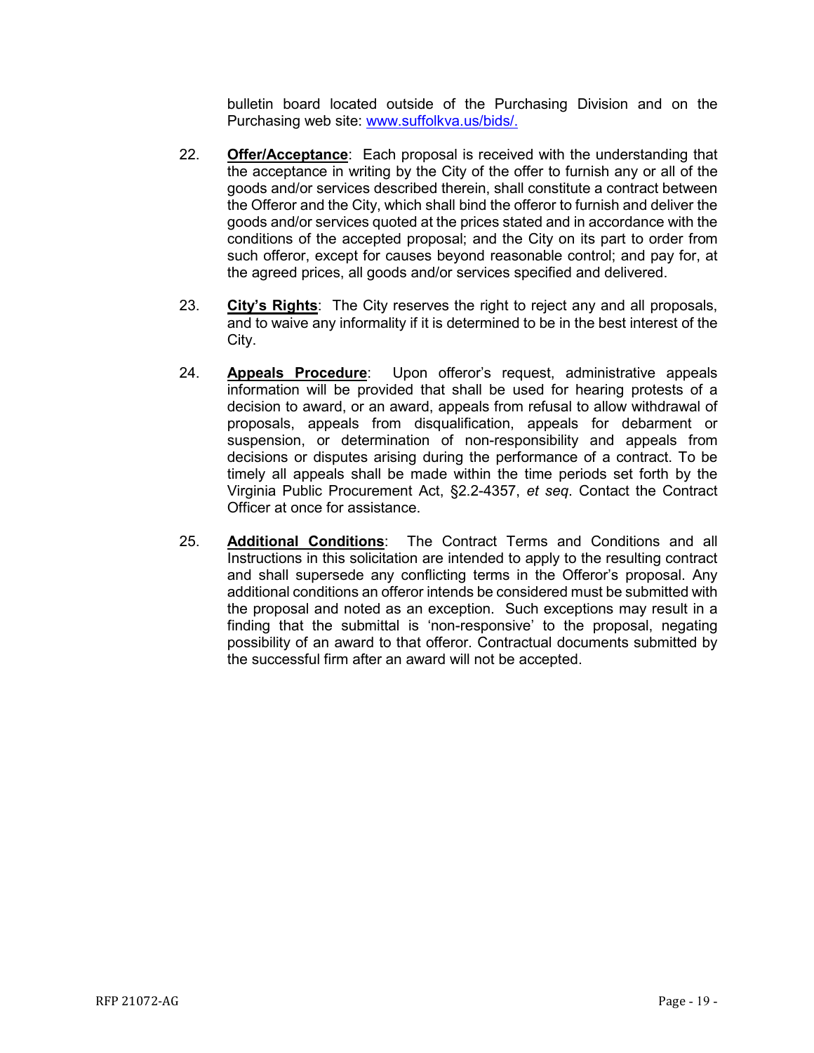bulletin board located outside of the Purchasing Division and on the Purchasing web site: [www.suffolkva.us/bids/.](http://www.suffolkva.us/bids/)

22. **<u>Offer/Acceptance</u>**: Each proposal is received with the understanding that the acceptance in writing by the City of the offer to furnish any or all of the goods and/or services described therein, shall constitute a contract between the Offeror and the City, which shall bind the offeror to furnish and deliver the goods and/or services quoted at the prices stated and in accordance with the conditions of the accepted proposal; and the City on its part to order from such offeror, except for causes beyond reasonable control; and pay for, at the agreed prices, all goods and/or services specified and delivered.

23. **<u>City's Rights</u>**: The City reserves the right to reject any and all proposals, and to waive any informality if it is determined to be in the best interest of the City.

24. **<u>Appeals Procedure</u>**: Upon offeror's request, administrative appeals information will be provided that shall be used for hearing protests of a decision to award, or an award, appeals from refusal to allow withdrawal of proposals, appeals from disqualification, appeals for debarment or suspension, or determination of non-responsibility and appeals from decisions or disputes arising during the performance of a contract. To be timely all appeals shall be made within the time periods set forth by the Virginia Public Procurement Act, §2.2-4357, *et seq*. Contact the Contract Officer at once for assistance.

25. **<u>Additional Conditions</u>**: The Contract Terms and Conditions and all Instructions in this solicitation are intended to apply to the resulting contract and shall supersede any conflicting terms in the Offeror's proposal. Any additional conditions an offeror intends be considered must be submitted with the proposal and noted as an exception. Such exceptions may result in a finding that the submittal is 'non-responsive' to the proposal, negating possibility of an award to that offeror. Contractual documents submitted by the successful firm after an award will not be accepted.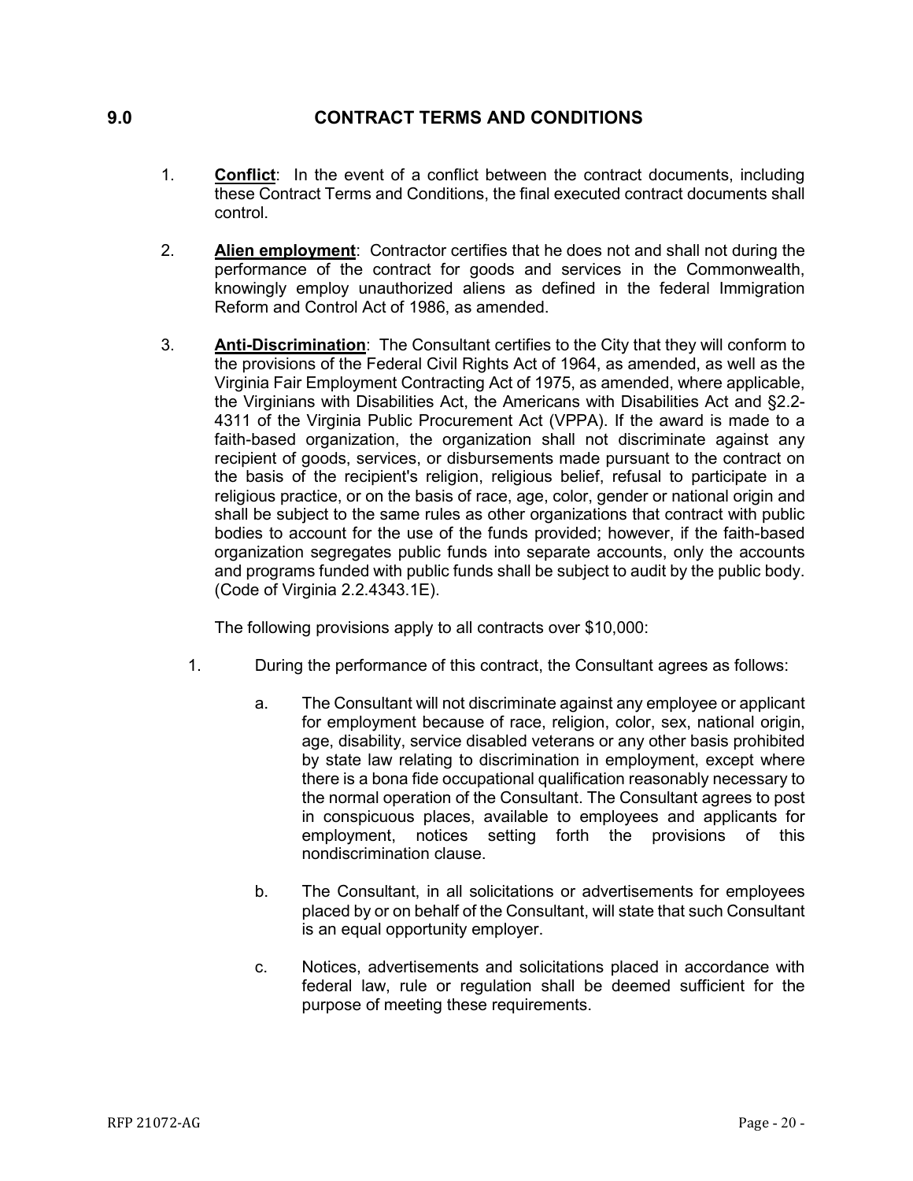# 9.0 CONTRACT TERMS AND CONDITIONS

1. **Conflict**: In the event of a conflict between the contract documents, including these Contract Terms and Conditions, the final executed contract documents shall control.

2. **Alien employment**: Contractor certifies that he does not and shall not during the performance of the contract for goods and services in the Commonwealth, knowingly employ unauthorized aliens as defined in the federal Immigration Reform and Control Act of 1986, as amended.

3. **Anti-Discrimination**: The Consultant certifies to the City that they will conform to the provisions of the Federal Civil Rights Act of 1964, as amended, as well as the Virginia Fair Employment Contracting Act of 1975, as amended, where applicable, the Virginians with Disabilities Act, the Americans with Disabilities Act and §2.2-4311 of the Virginia Public Procurement Act (VPPA). If the award is made to a faith-based organization, the organization shall not discriminate against any recipient of goods, services, or disbursements made pursuant to the contract on the basis of the recipient's religion, religious belief, refusal to participate in a religious practice, or on the basis of race, age, color, gender or national origin and shall be subject to the same rules as other organizations that contract with public bodies to account for the use of the funds provided; however, if the faith-based organization segregates public funds into separate accounts, only the accounts and programs funded with public funds shall be subject to audit by the public body. (Code of Virginia 2.2.4343.1E).

   The following provisions apply to all contracts over $10,000:

   1. During the performance of this contract, the Consultant agrees as follows:

      a. The Consultant will not discriminate against any employee or applicant for employment because of race, religion, color, sex, national origin, age, disability, service disabled veterans or any other basis prohibited by state law relating to discrimination in employment, except where there is a bona fide occupational qualification reasonably necessary to the normal operation of the Consultant. The Consultant agrees to post in conspicuous places, available to employees and applicants for employment, notices setting forth the provisions of this nondiscrimination clause.

      b. The Consultant, in all solicitations or advertisements for employees placed by or on behalf of the Consultant, will state that such Consultant is an equal opportunity employer.

      c. Notices, advertisements and solicitations placed in accordance with federal law, rule or regulation shall be deemed sufficient for the purpose of meeting these requirements.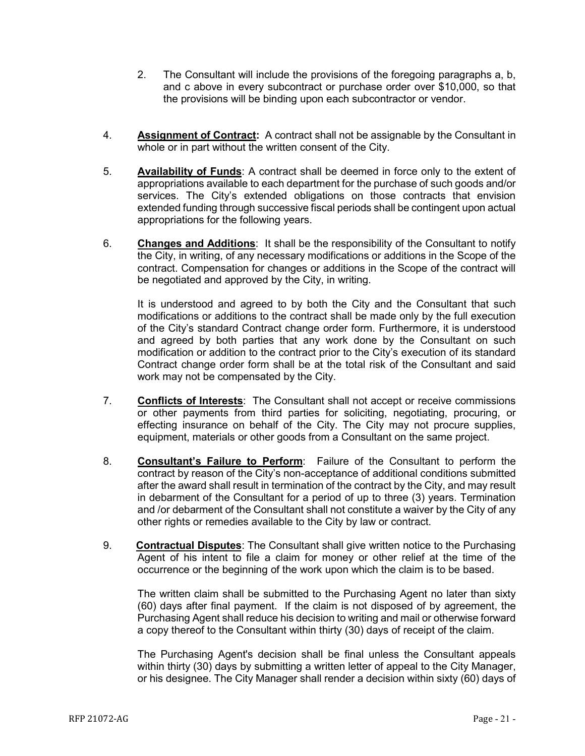2. The Consultant will include the provisions of the foregoing paragraphs a, b, and c above in every subcontract or purchase order over $10,000, so that the provisions will be binding upon each subcontractor or vendor.

4. **Assignment of Contract:** A contract shall not be assignable by the Consultant in whole or in part without the written consent of the City.

5. **Availability of Funds**: A contract shall be deemed in force only to the extent of appropriations available to each department for the purchase of such goods and/or services. The City's extended obligations on those contracts that envision extended funding through successive fiscal periods shall be contingent upon actual appropriations for the following years.

6. **Changes and Additions**: It shall be the responsibility of the Consultant to notify the City, in writing, of any necessary modifications or additions in the Scope of the contract. Compensation for changes or additions in the Scope of the contract will be negotiated and approved by the City, in writing.

   It is understood and agreed to by both the City and the Consultant that such modifications or additions to the contract shall be made only by the full execution of the City's standard Contract change order form. Furthermore, it is understood and agreed by both parties that any work done by the Consultant on such modification or addition to the contract prior to the City's execution of its standard Contract change order form shall be at the total risk of the Consultant and said work may not be compensated by the City.

7. **Conflicts of Interests**: The Consultant shall not accept or receive commissions or other payments from third parties for soliciting, negotiating, procuring, or effecting insurance on behalf of the City. The City may not procure supplies, equipment, materials or other goods from a Consultant on the same project.

8. **Consultant's Failure to Perform**: Failure of the Consultant to perform the contract by reason of the City's non-acceptance of additional conditions submitted after the award shall result in termination of the contract by the City, and may result in debarment of the Consultant for a period of up to three (3) years. Termination and /or debarment of the Consultant shall not constitute a waiver by the City of any other rights or remedies available to the City by law or contract.

9. **Contractual Disputes**: The Consultant shall give written notice to the Purchasing Agent of his intent to file a claim for money or other relief at the time of the occurrence or the beginning of the work upon which the claim is to be based.

   The written claim shall be submitted to the Purchasing Agent no later than sixty (60) days after final payment. If the claim is not disposed of by agreement, the Purchasing Agent shall reduce his decision to writing and mail or otherwise forward a copy thereof to the Consultant within thirty (30) days of receipt of the claim.

   The Purchasing Agent's decision shall be final unless the Consultant appeals within thirty (30) days by submitting a written letter of appeal to the City Manager, or his designee. The City Manager shall render a decision within sixty (60) days of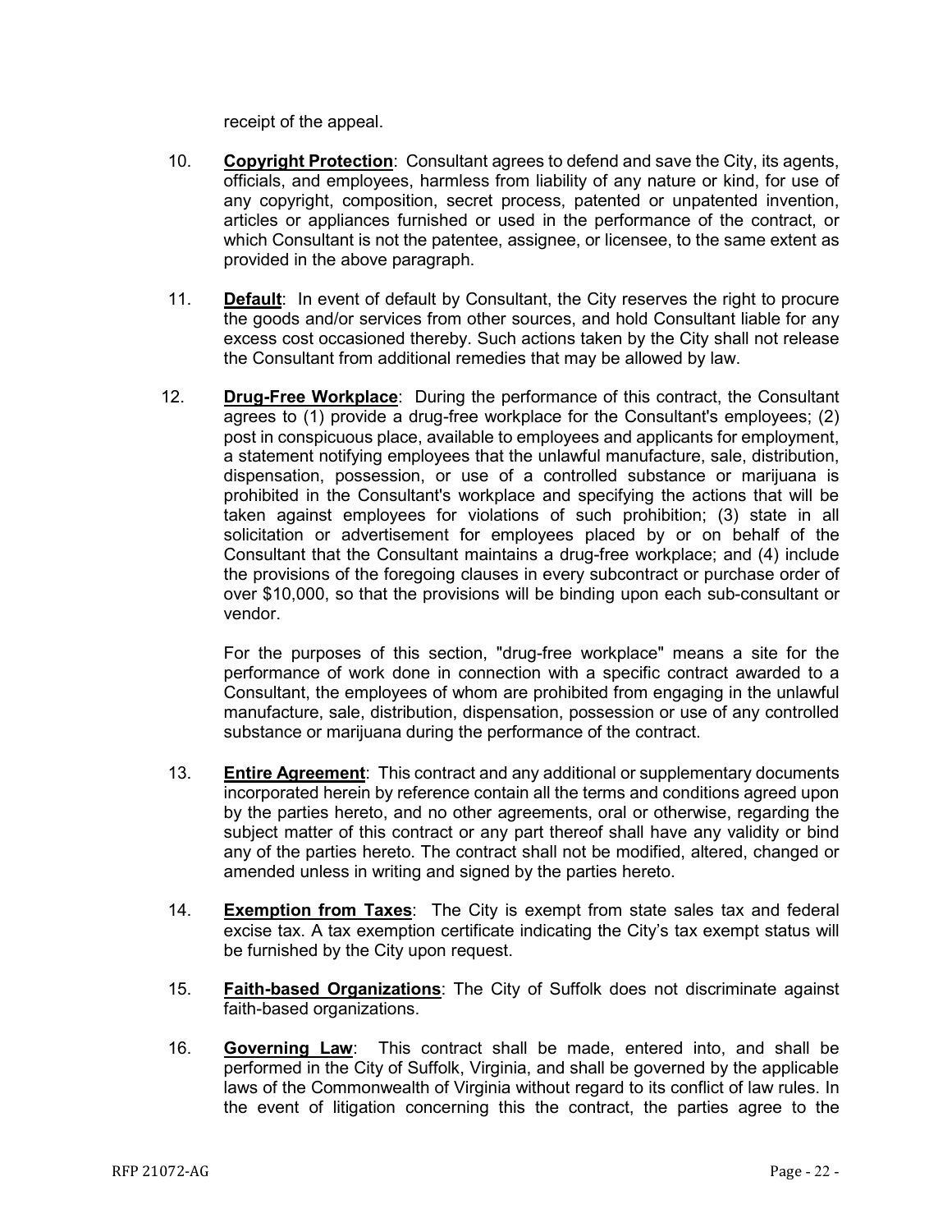receipt of the appeal.

10. **Copyright Protection**: Consultant agrees to defend and save the City, its agents, officials, and employees, harmless from liability of any nature or kind, for use of any copyright, composition, secret process, patented or unpatented invention, articles or appliances furnished or used in the performance of the contract, or which Consultant is not the patentee, assignee, or licensee, to the same extent as provided in the above paragraph.

11. **Default**: In event of default by Consultant, the City reserves the right to procure the goods and/or services from other sources, and hold Consultant liable for any excess cost occasioned thereby. Such actions taken by the City shall not release the Consultant from additional remedies that may be allowed by law.

12. **Drug-Free Workplace**: During the performance of this contract, the Consultant agrees to (1) provide a drug-free workplace for the Consultant's employees; (2) post in conspicuous place, available to employees and applicants for employment, a statement notifying employees that the unlawful manufacture, sale, distribution, dispensation, possession, or use of a controlled substance or marijuana is prohibited in the Consultant's workplace and specifying the actions that will be taken against employees for violations of such prohibition; (3) state in all solicitation or advertisement for employees placed by or on behalf of the Consultant that the Consultant maintains a drug-free workplace; and (4) include the provisions of the foregoing clauses in every subcontract or purchase order of over $10,000, so that the provisions will be binding upon each sub-consultant or vendor.

    For the purposes of this section, "drug-free workplace" means a site for the performance of work done in connection with a specific contract awarded to a Consultant, the employees of whom are prohibited from engaging in the unlawful manufacture, sale, distribution, dispensation, possession or use of any controlled substance or marijuana during the performance of the contract.

13. **Entire Agreement**: This contract and any additional or supplementary documents incorporated herein by reference contain all the terms and conditions agreed upon by the parties hereto, and no other agreements, oral or otherwise, regarding the subject matter of this contract or any part thereof shall have any validity or bind any of the parties hereto. The contract shall not be modified, altered, changed or amended unless in writing and signed by the parties hereto.

14. **Exemption from Taxes**: The City is exempt from state sales tax and federal excise tax. A tax exemption certificate indicating the City's tax exempt status will be furnished by the City upon request.

15. **Faith-based Organizations**: The City of Suffolk does not discriminate against faith-based organizations.

16. **Governing Law**: This contract shall be made, entered into, and shall be performed in the City of Suffolk, Virginia, and shall be governed by the applicable laws of the Commonwealth of Virginia without regard to its conflict of law rules. In the event of litigation concerning this the contract, the parties agree to the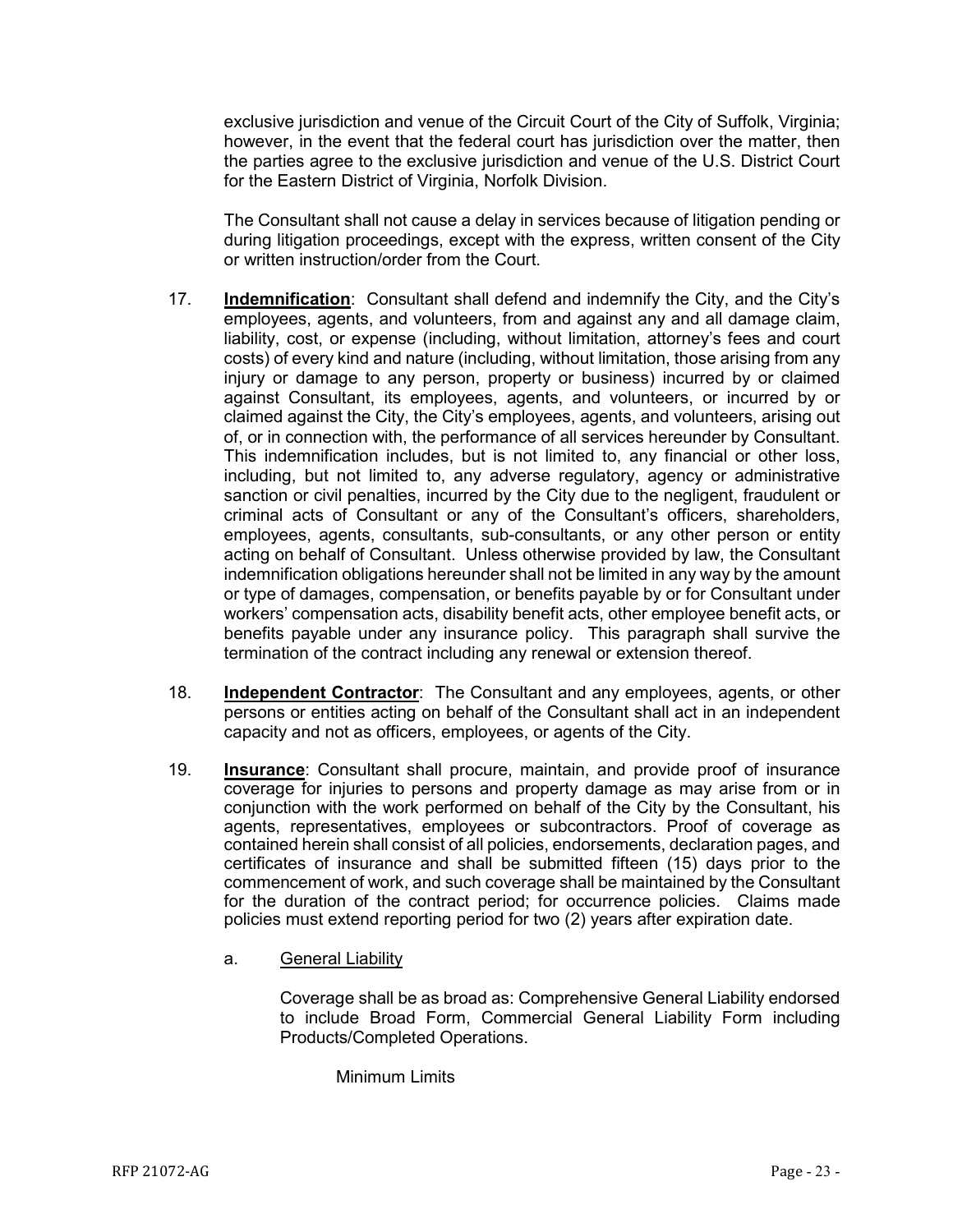exclusive jurisdiction and venue of the Circuit Court of the City of Suffolk, Virginia; however, in the event that the federal court has jurisdiction over the matter, then the parties agree to the exclusive jurisdiction and venue of the U.S. District Court for the Eastern District of Virginia, Norfolk Division.

The Consultant shall not cause a delay in services because of litigation pending or during litigation proceedings, except with the express, written consent of the City or written instruction/order from the Court.

17. **Indemnification**: Consultant shall defend and indemnify the City, and the City's employees, agents, and volunteers, from and against any and all damage claim, liability, cost, or expense (including, without limitation, attorney's fees and court costs) of every kind and nature (including, without limitation, those arising from any injury or damage to any person, property or business) incurred by or claimed against Consultant, its employees, agents, and volunteers, or incurred by or claimed against the City, the City's employees, agents, and volunteers, arising out of, or in connection with, the performance of all services hereunder by Consultant. This indemnification includes, but is not limited to, any financial or other loss, including, but not limited to, any adverse regulatory, agency or administrative sanction or civil penalties, incurred by the City due to the negligent, fraudulent or criminal acts of Consultant or any of the Consultant's officers, shareholders, employees, agents, consultants, sub-consultants, or any other person or entity acting on behalf of Consultant. Unless otherwise provided by law, the Consultant indemnification obligations hereunder shall not be limited in any way by the amount or type of damages, compensation, or benefits payable by or for Consultant under workers' compensation acts, disability benefit acts, other employee benefit acts, or benefits payable under any insurance policy. This paragraph shall survive the termination of the contract including any renewal or extension thereof.

18. **Independent Contractor**: The Consultant and any employees, agents, or other persons or entities acting on behalf of the Consultant shall act in an independent capacity and not as officers, employees, or agents of the City.

19. **Insurance**: Consultant shall procure, maintain, and provide proof of insurance coverage for injuries to persons and property damage as may arise from or in conjunction with the work performed on behalf of the City by the Consultant, his agents, representatives, employees or subcontractors. Proof of coverage as contained herein shall consist of all policies, endorsements, declaration pages, and certificates of insurance and shall be submitted fifteen (15) days prior to the commencement of work, and such coverage shall be maintained by the Consultant for the duration of the contract period; for occurrence policies. Claims made policies must extend reporting period for two (2) years after expiration date.

    a. General Liability

    Coverage shall be as broad as: Comprehensive General Liability endorsed to include Broad Form, Commercial General Liability Form including Products/Completed Operations.

    Minimum Limits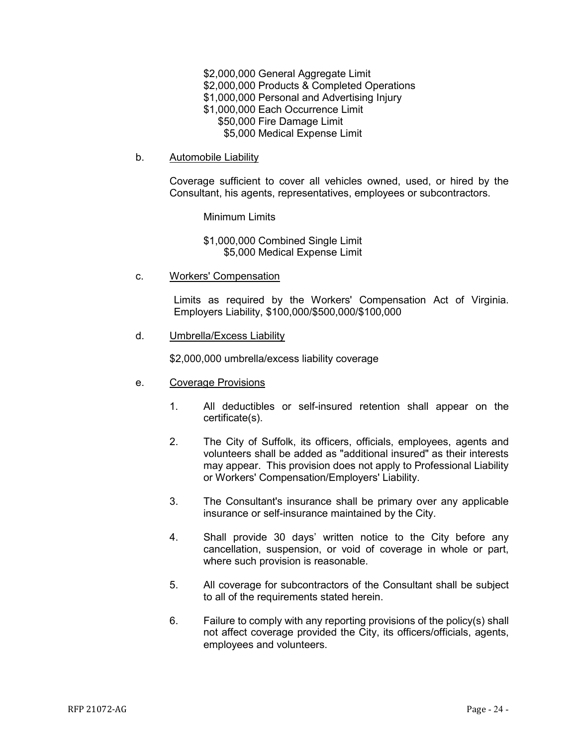$2,000,000 General Aggregate Limit
$2,000,000 Products & Completed Operations
$1,000,000 Personal and Advertising Injury
$1,000,000 Each Occurrence Limit
$50,000 Fire Damage Limit
$5,000 Medical Expense Limit

b. Automobile Liability

Coverage sufficient to cover all vehicles owned, used, or hired by the Consultant, his agents, representatives, employees or subcontractors.

Minimum Limits

$1,000,000 Combined Single Limit
$5,000 Medical Expense Limit

c. Workers' Compensation

Limits as required by the Workers' Compensation Act of Virginia. Employers Liability, $100,000/$500,000/$100,000

d. Umbrella/Excess Liability

$2,000,000 umbrella/excess liability coverage

e. Coverage Provisions

1. All deductibles or self-insured retention shall appear on the certificate(s).
2. The City of Suffolk, its officers, officials, employees, agents and volunteers shall be added as "additional insured" as their interests may appear. This provision does not apply to Professional Liability or Workers' Compensation/Employers' Liability.
3. The Consultant's insurance shall be primary over any applicable insurance or self-insurance maintained by the City.
4. Shall provide 30 days' written notice to the City before any cancellation, suspension, or void of coverage in whole or part, where such provision is reasonable.
5. All coverage for subcontractors of the Consultant shall be subject to all of the requirements stated herein.
6. Failure to comply with any reporting provisions of the policy(s) shall not affect coverage provided the City, its officers/officials, agents, employees and volunteers.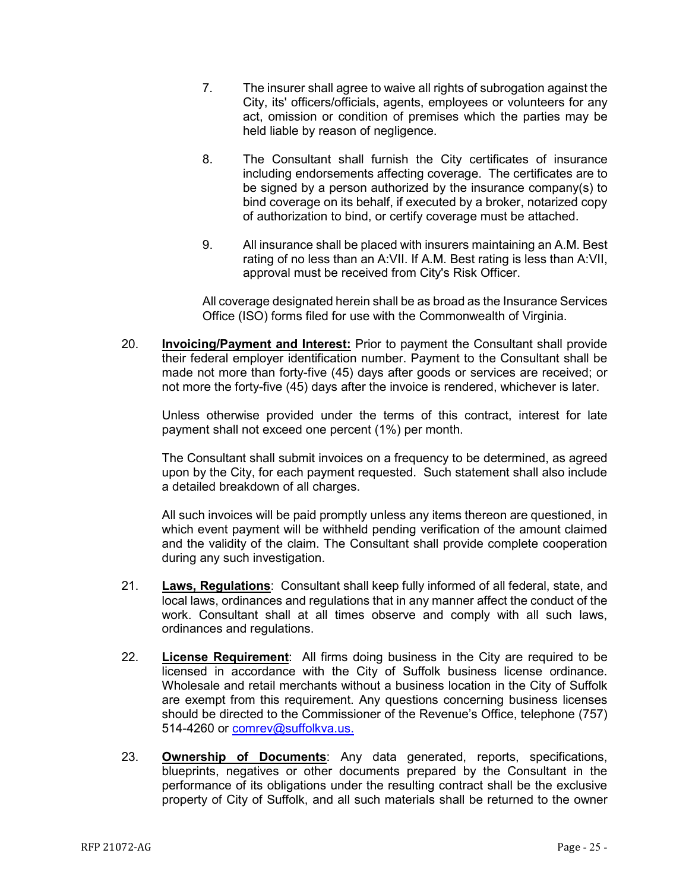7. The insurer shall agree to waive all rights of subrogation against the City, its' officers/officials, agents, employees or volunteers for any act, omission or condition of premises which the parties may be held liable by reason of negligence.

8. The Consultant shall furnish the City certificates of insurance including endorsements affecting coverage. The certificates are to be signed by a person authorized by the insurance company(s) to bind coverage on its behalf, if executed by a broker, notarized copy of authorization to bind, or certify coverage must be attached.

9. All insurance shall be placed with insurers maintaining an A.M. Best rating of no less than an A:VII. If A.M. Best rating is less than A:VII, approval must be received from City's Risk Officer.

All coverage designated herein shall be as broad as the Insurance Services Office (ISO) forms filed for use with the Commonwealth of Virginia.

20. **Invoicing/Payment and Interest:** Prior to payment the Consultant shall provide their federal employer identification number. Payment to the Consultant shall be made not more than forty-five (45) days after goods or services are received; or not more the forty-five (45) days after the invoice is rendered, whichever is later.

    Unless otherwise provided under the terms of this contract, interest for late payment shall not exceed one percent (1%) per month.

    The Consultant shall submit invoices on a frequency to be determined, as agreed upon by the City, for each payment requested. Such statement shall also include a detailed breakdown of all charges.

    All such invoices will be paid promptly unless any items thereon are questioned, in which event payment will be withheld pending verification of the amount claimed and the validity of the claim. The Consultant shall provide complete cooperation during any such investigation.

21. **Laws, Regulations**: Consultant shall keep fully informed of all federal, state, and local laws, ordinances and regulations that in any manner affect the conduct of the work. Consultant shall at all times observe and comply with all such laws, ordinances and regulations.

22. **License Requirement**: All firms doing business in the City are required to be licensed in accordance with the City of Suffolk business license ordinance. Wholesale and retail merchants without a business location in the City of Suffolk are exempt from this requirement. Any questions concerning business licenses should be directed to the Commissioner of the Revenue's Office, telephone (757) 514-4260 or comrev@suffolkva.us.

23. **Ownership of Documents**: Any data generated, reports, specifications, blueprints, negatives or other documents prepared by the Consultant in the performance of its obligations under the resulting contract shall be the exclusive property of City of Suffolk, and all such materials shall be returned to the owner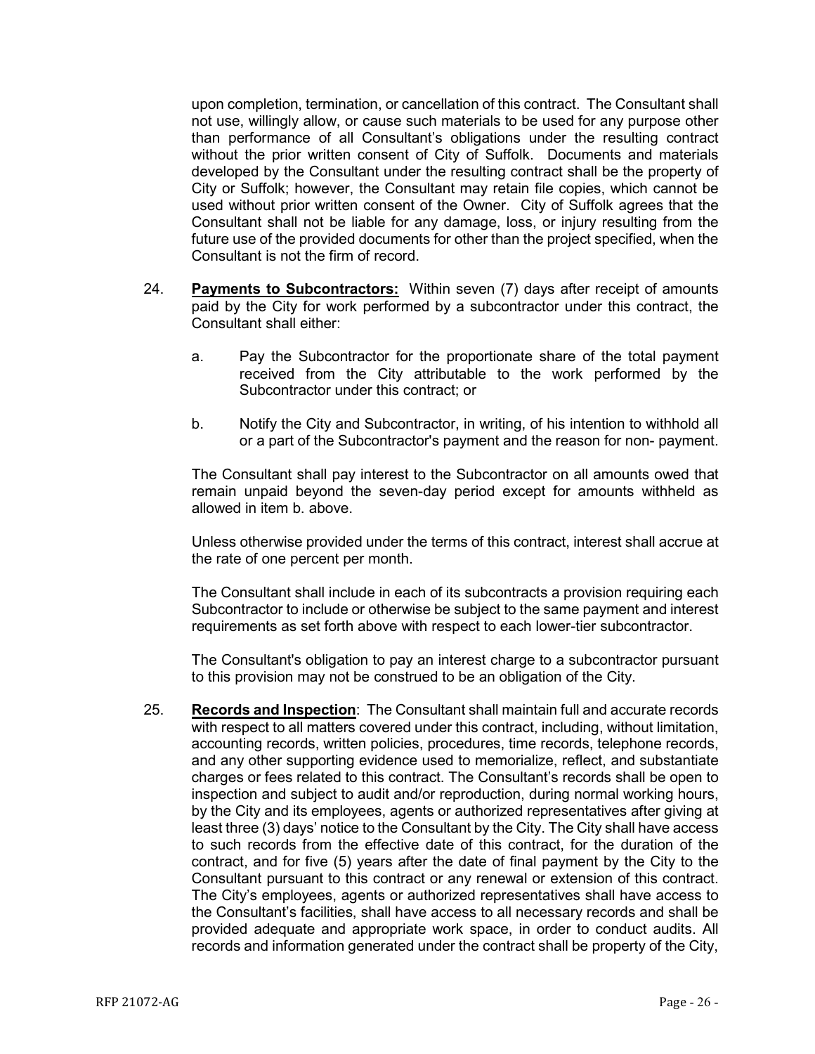upon completion, termination, or cancellation of this contract. The Consultant shall not use, willingly allow, or cause such materials to be used for any purpose other than performance of all Consultant's obligations under the resulting contract without the prior written consent of City of Suffolk. Documents and materials developed by the Consultant under the resulting contract shall be the property of City or Suffolk; however, the Consultant may retain file copies, which cannot be used without prior written consent of the Owner. City of Suffolk agrees that the Consultant shall not be liable for any damage, loss, or injury resulting from the future use of the provided documents for other than the project specified, when the Consultant is not the firm of record.

24. **Payments to Subcontractors:** Within seven (7) days after receipt of amounts paid by the City for work performed by a subcontractor under this contract, the Consultant shall either:

    a. Pay the Subcontractor for the proportionate share of the total payment received from the City attributable to the work performed by the Subcontractor under this contract; or

    b. Notify the City and Subcontractor, in writing, of his intention to withhold all or a part of the Subcontractor's payment and the reason for non- payment.

    The Consultant shall pay interest to the Subcontractor on all amounts owed that remain unpaid beyond the seven-day period except for amounts withheld as allowed in item b. above.

    Unless otherwise provided under the terms of this contract, interest shall accrue at the rate of one percent per month.

    The Consultant shall include in each of its subcontracts a provision requiring each Subcontractor to include or otherwise be subject to the same payment and interest requirements as set forth above with respect to each lower-tier subcontractor.

    The Consultant's obligation to pay an interest charge to a subcontractor pursuant to this provision may not be construed to be an obligation of the City.

25. **Records and Inspection**: The Consultant shall maintain full and accurate records with respect to all matters covered under this contract, including, without limitation, accounting records, written policies, procedures, time records, telephone records, and any other supporting evidence used to memorialize, reflect, and substantiate charges or fees related to this contract. The Consultant's records shall be open to inspection and subject to audit and/or reproduction, during normal working hours, by the City and its employees, agents or authorized representatives after giving at least three (3) days' notice to the Consultant by the City. The City shall have access to such records from the effective date of this contract, for the duration of the contract, and for five (5) years after the date of final payment by the City to the Consultant pursuant to this contract or any renewal or extension of this contract. The City's employees, agents or authorized representatives shall have access to the Consultant's facilities, shall have access to all necessary records and shall be provided adequate and appropriate work space, in order to conduct audits. All records and information generated under the contract shall be property of the City,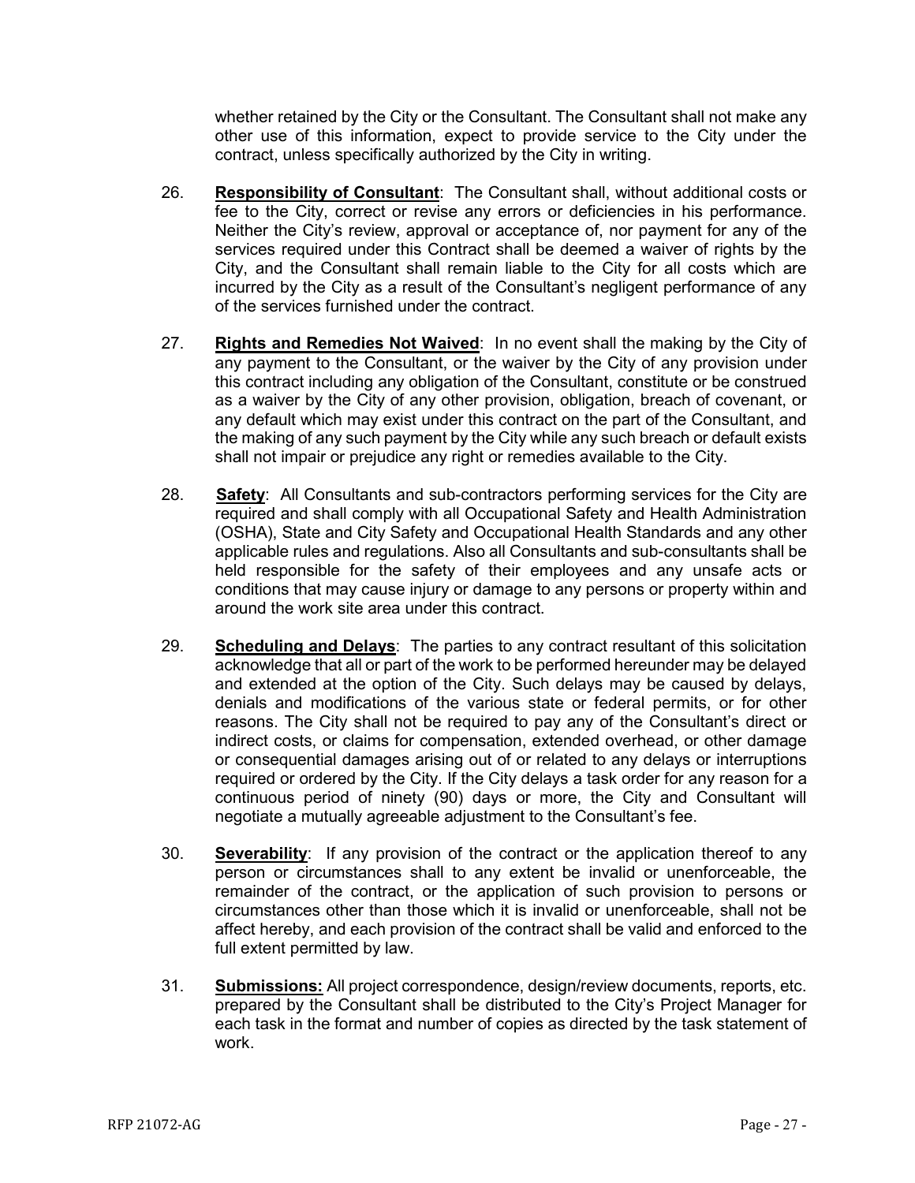whether retained by the City or the Consultant. The Consultant shall not make any other use of this information, expect to provide service to the City under the contract, unless specifically authorized by the City in writing.

26. **Responsibility of Consultant**: The Consultant shall, without additional costs or fee to the City, correct or revise any errors or deficiencies in his performance. Neither the City's review, approval or acceptance of, nor payment for any of the services required under this Contract shall be deemed a waiver of rights by the City, and the Consultant shall remain liable to the City for all costs which are incurred by the City as a result of the Consultant's negligent performance of any of the services furnished under the contract.

27. **Rights and Remedies Not Waived**: In no event shall the making by the City of any payment to the Consultant, or the waiver by the City of any provision under this contract including any obligation of the Consultant, constitute or be construed as a waiver by the City of any other provision, obligation, breach of covenant, or any default which may exist under this contract on the part of the Consultant, and the making of any such payment by the City while any such breach or default exists shall not impair or prejudice any right or remedies available to the City.

28. **Safety**: All Consultants and sub-contractors performing services for the City are required and shall comply with all Occupational Safety and Health Administration (OSHA), State and City Safety and Occupational Health Standards and any other applicable rules and regulations. Also all Consultants and sub-consultants shall be held responsible for the safety of their employees and any unsafe acts or conditions that may cause injury or damage to any persons or property within and around the work site area under this contract.

29. **Scheduling and Delays**: The parties to any contract resultant of this solicitation acknowledge that all or part of the work to be performed hereunder may be delayed and extended at the option of the City. Such delays may be caused by delays, denials and modifications of the various state or federal permits, or for other reasons. The City shall not be required to pay any of the Consultant's direct or indirect costs, or claims for compensation, extended overhead, or other damage or consequential damages arising out of or related to any delays or interruptions required or ordered by the City. If the City delays a task order for any reason for a continuous period of ninety (90) days or more, the City and Consultant will negotiate a mutually agreeable adjustment to the Consultant's fee.

30. **Severability**: If any provision of the contract or the application thereof to any person or circumstances shall to any extent be invalid or unenforceable, the remainder of the contract, or the application of such provision to persons or circumstances other than those which it is invalid or unenforceable, shall not be affect hereby, and each provision of the contract shall be valid and enforced to the full extent permitted by law.

31. **Submissions:** All project correspondence, design/review documents, reports, etc. prepared by the Consultant shall be distributed to the City's Project Manager for each task in the format and number of copies as directed by the task statement of work.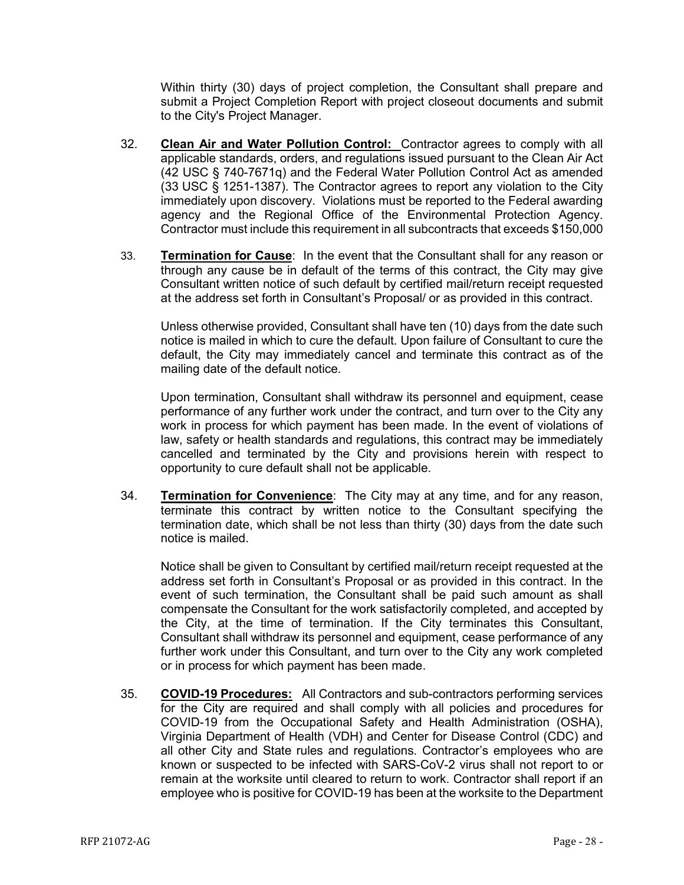Within thirty (30) days of project completion, the Consultant shall prepare and submit a Project Completion Report with project closeout documents and submit to the City's Project Manager.

32. **Clean Air and Water Pollution Control:** Contractor agrees to comply with all applicable standards, orders, and regulations issued pursuant to the Clean Air Act (42 USC § 740-7671q) and the Federal Water Pollution Control Act as amended (33 USC § 1251-1387). The Contractor agrees to report any violation to the City immediately upon discovery. Violations must be reported to the Federal awarding agency and the Regional Office of the Environmental Protection Agency. Contractor must include this requirement in all subcontracts that exceeds $150,000

33. **Termination for Cause**: In the event that the Consultant shall for any reason or through any cause be in default of the terms of this contract, the City may give Consultant written notice of such default by certified mail/return receipt requested at the address set forth in Consultant's Proposal/ or as provided in this contract.

    Unless otherwise provided, Consultant shall have ten (10) days from the date such notice is mailed in which to cure the default. Upon failure of Consultant to cure the default, the City may immediately cancel and terminate this contract as of the mailing date of the default notice.

    Upon termination, Consultant shall withdraw its personnel and equipment, cease performance of any further work under the contract, and turn over to the City any work in process for which payment has been made. In the event of violations of law, safety or health standards and regulations, this contract may be immediately cancelled and terminated by the City and provisions herein with respect to opportunity to cure default shall not be applicable.

34. **Termination for Convenience**: The City may at any time, and for any reason, terminate this contract by written notice to the Consultant specifying the termination date, which shall be not less than thirty (30) days from the date such notice is mailed.

    Notice shall be given to Consultant by certified mail/return receipt requested at the address set forth in Consultant's Proposal or as provided in this contract. In the event of such termination, the Consultant shall be paid such amount as shall compensate the Consultant for the work satisfactorily completed, and accepted by the City, at the time of termination. If the City terminates this Consultant, Consultant shall withdraw its personnel and equipment, cease performance of any further work under this Consultant, and turn over to the City any work completed or in process for which payment has been made.

35. **COVID-19 Procedures:** All Contractors and sub-contractors performing services for the City are required and shall comply with all policies and procedures for COVID-19 from the Occupational Safety and Health Administration (OSHA), Virginia Department of Health (VDH) and Center for Disease Control (CDC) and all other City and State rules and regulations. Contractor's employees who are known or suspected to be infected with SARS-CoV-2 virus shall not report to or remain at the worksite until cleared to return to work. Contractor shall report if an employee who is positive for COVID-19 has been at the worksite to the Department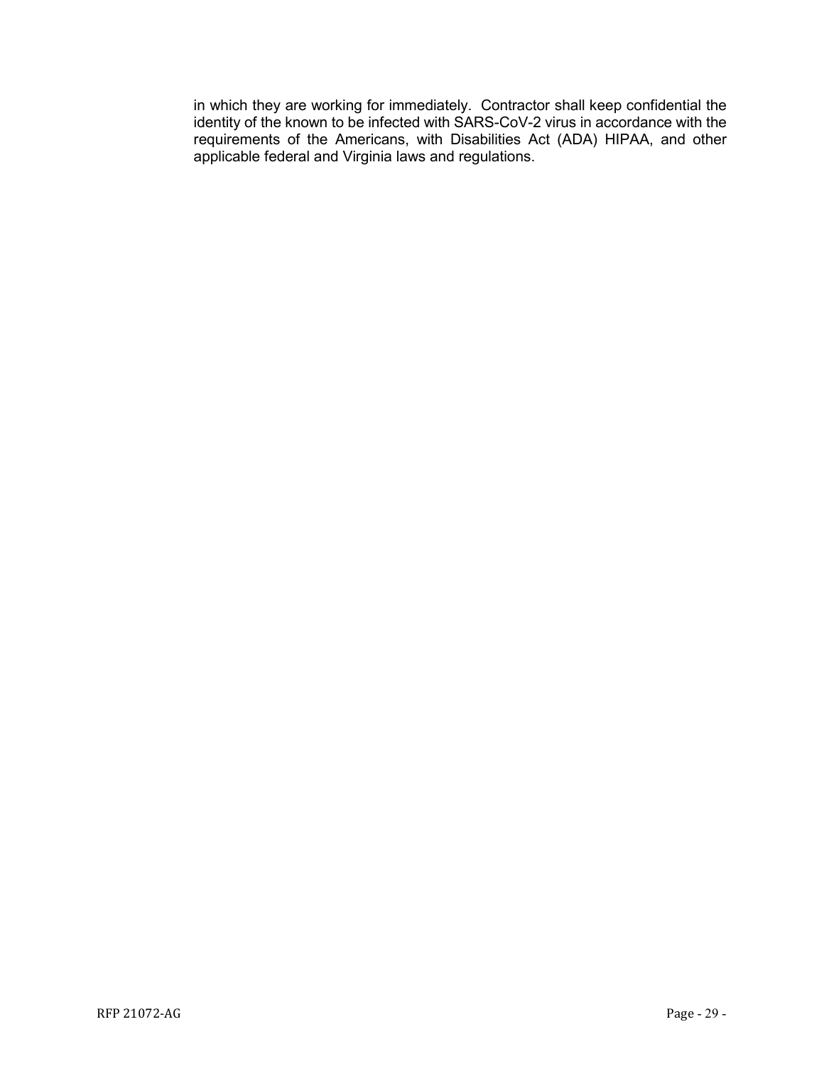in which they are working for immediately. Contractor shall keep confidential the identity of the known to be infected with SARS-CoV-2 virus in accordance with the requirements of the Americans, with Disabilities Act (ADA) HIPAA, and other applicable federal and Virginia laws and regulations.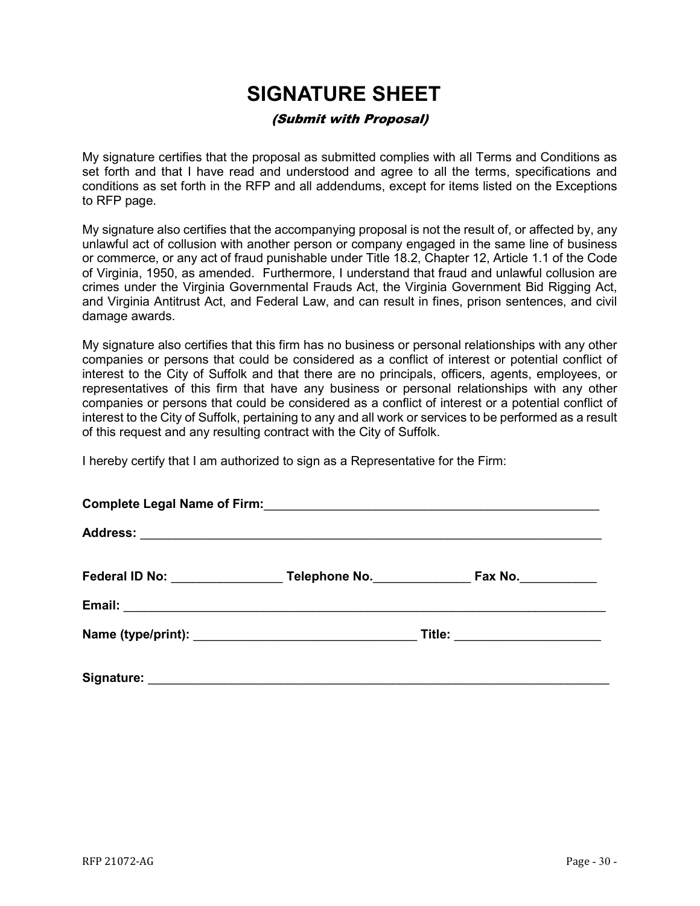# SIGNATURE SHEET

***(Submit with Proposal)***

My signature certifies that the proposal as submitted complies with all Terms and Conditions as set forth and that I have read and understood and agree to all the terms, specifications and conditions as set forth in the RFP and all addendums, except for items listed on the Exceptions to RFP page.

My signature also certifies that the accompanying proposal is not the result of, or affected by, any unlawful act of collusion with another person or company engaged in the same line of business or commerce, or any act of fraud punishable under Title 18.2, Chapter 12, Article 1.1 of the Code of Virginia, 1950, as amended. Furthermore, I understand that fraud and unlawful collusion are crimes under the Virginia Governmental Frauds Act, the Virginia Government Bid Rigging Act, and Virginia Antitrust Act, and Federal Law, and can result in fines, prison sentences, and civil damage awards.

My signature also certifies that this firm has no business or personal relationships with any other companies or persons that could be considered as a conflict of interest or potential conflict of interest to the City of Suffolk and that there are no principals, officers, agents, employees, or representatives of this firm that have any business or personal relationships with any other companies or persons that could be considered as a conflict of interest or a potential conflict of interest to the City of Suffolk, pertaining to any and all work or services to be performed as a result of this request and any resulting contract with the City of Suffolk.

I hereby certify that I am authorized to sign as a Representative for the Firm:

**Complete Legal Name of Firm:**__________________________________________________

**Address:** ______________________________________________________________________

**Federal ID No:** ________________ **Telephone No.**______________ **Fax No.**___________

**Email:** ________________________________________________________________________

**Name (type/print):** ________________________________ **Title:** _____________________

**Signature:** _____________________________________________________________________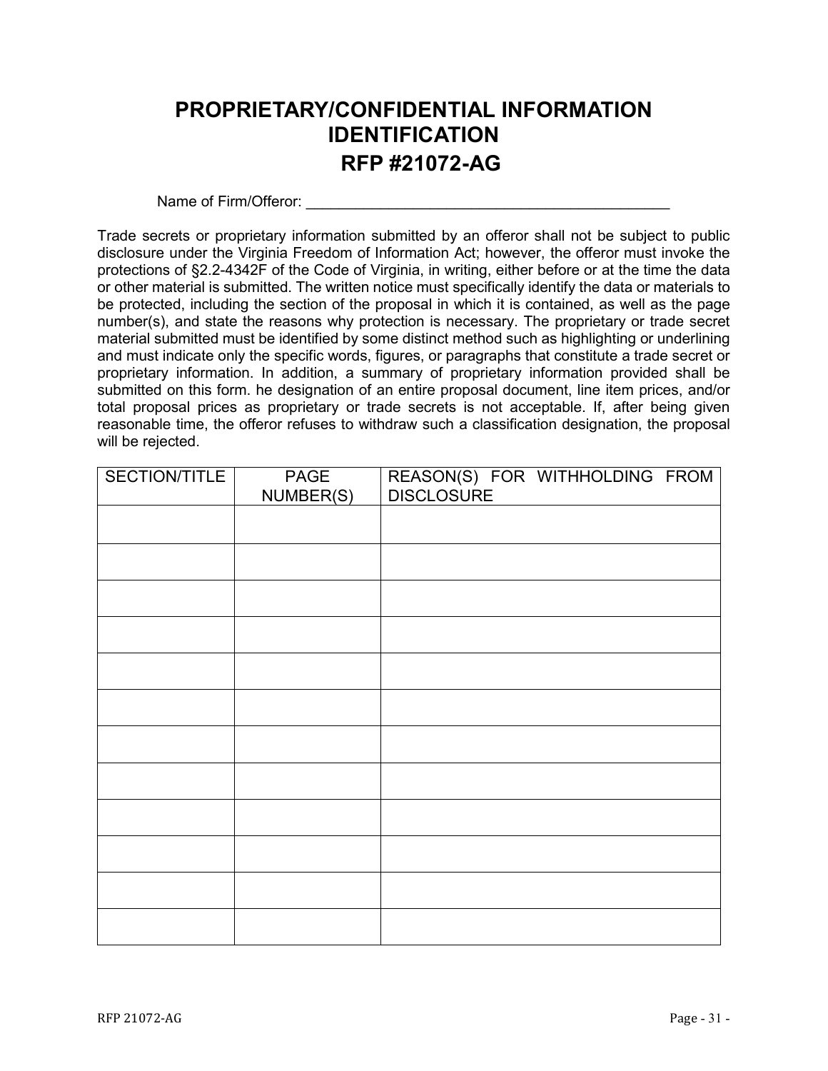# PROPRIETARY/CONFIDENTIAL INFORMATION IDENTIFICATION

# RFP #21072-AG

Name of Firm/Offeror: ___________________________________________

Trade secrets or proprietary information submitted by an offeror shall not be subject to public disclosure under the Virginia Freedom of Information Act; however, the offeror must invoke the protections of §2.2-4342F of the Code of Virginia, in writing, either before or at the time the data or other material is submitted. The written notice must specifically identify the data or materials to be protected, including the section of the proposal in which it is contained, as well as the page number(s), and state the reasons why protection is necessary. The proprietary or trade secret material submitted must be identified by some distinct method such as highlighting or underlining and must indicate only the specific words, figures, or paragraphs that constitute a trade secret or proprietary information. In addition, a summary of proprietary information provided shall be submitted on this form. he designation of an entire proposal document, line item prices, and/or total proposal prices as proprietary or trade secrets is not acceptable. If, after being given reasonable time, the offeror refuses to withdraw such a classification designation, the proposal will be rejected.

| SECTION/TITLE | PAGE NUMBER(S) | REASON(S) FOR WITHHOLDING FROM DISCLOSURE |
|---|---|---|
| | | |
| | | |
| | | |
| | | |
| | | |
| | | |
| | | |
| | | |
| | | |
| | | |
| | | |
| | | |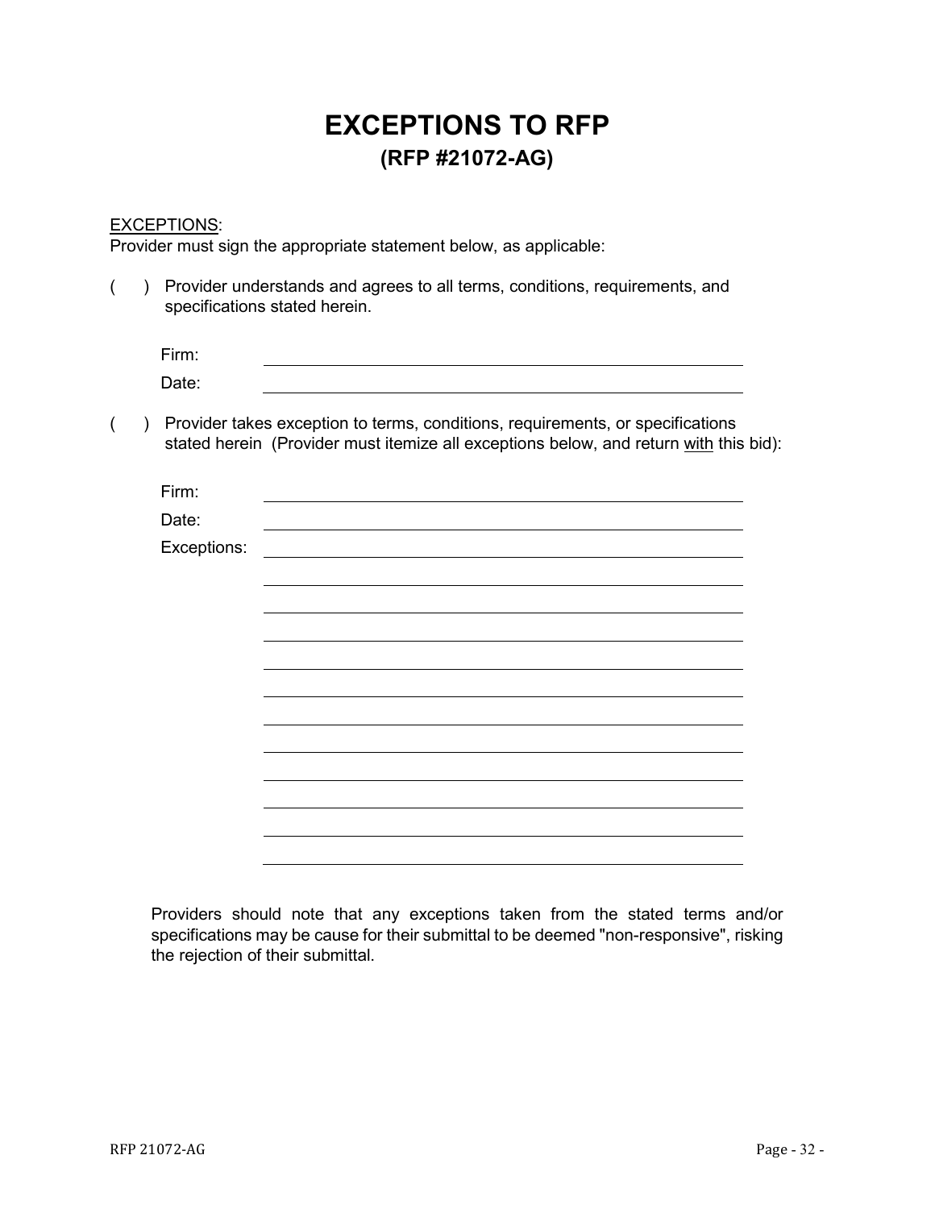# EXCEPTIONS TO RFP

## (RFP #21072-AG)

<u>EXCEPTIONS</u>:
Provider must sign the appropriate statement below, as applicable:

( ) Provider understands and agrees to all terms, conditions, requirements, and specifications stated herein.

Firm: ______________________________

Date: ______________________________

( ) Provider takes exception to terms, conditions, requirements, or specifications stated herein (Provider must itemize all exceptions below, and return <u>with</u> this bid):

Firm: ______________________________

Date: ______________________________

Exceptions: ______________________________

______________________________

______________________________

______________________________

______________________________

______________________________

______________________________

______________________________

______________________________

______________________________

______________________________

______________________________

Providers should note that any exceptions taken from the stated terms and/or specifications may be cause for their submittal to be deemed "non-responsive", risking the rejection of their submittal.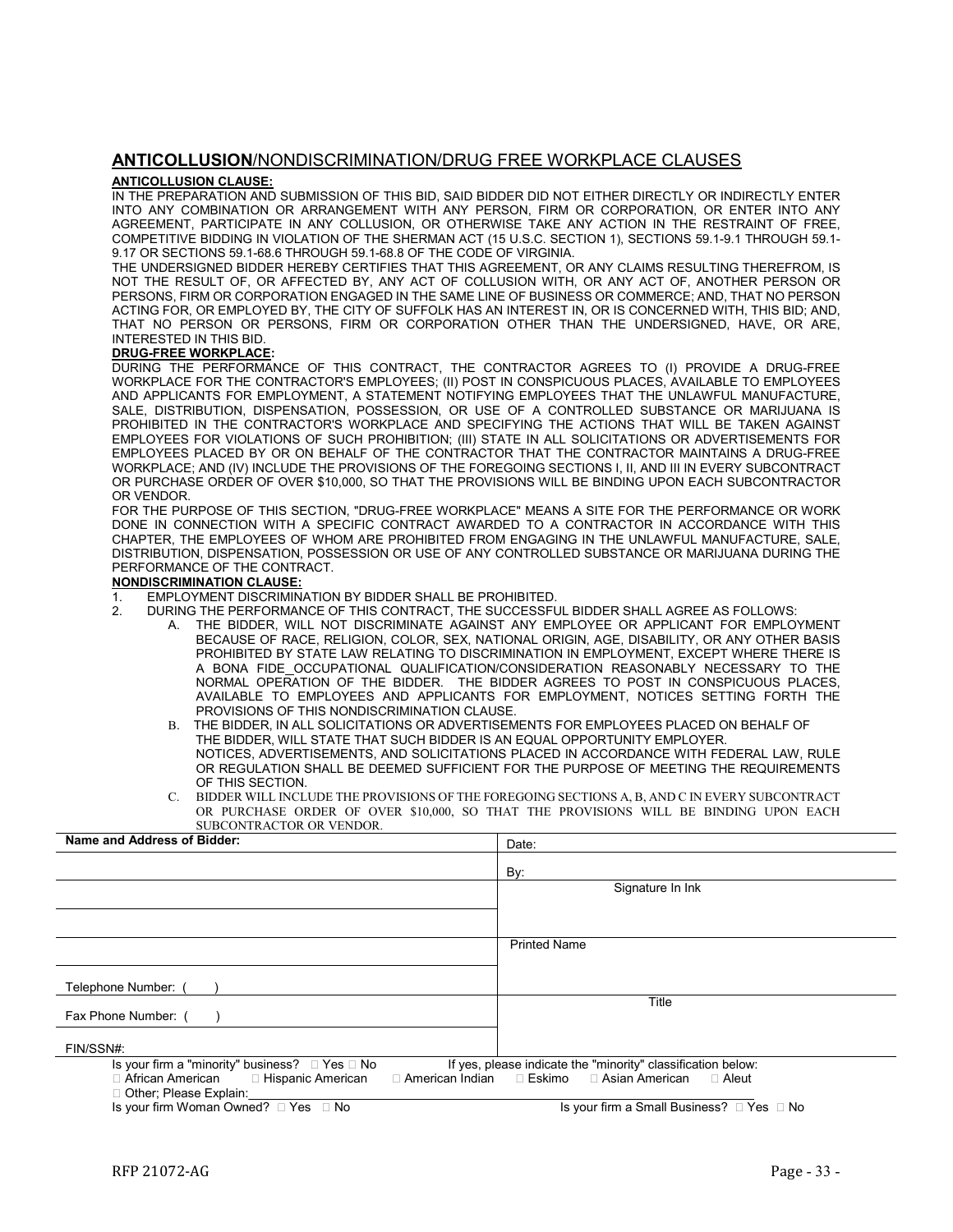## **ANTICOLLUSION**/NONDISCRIMINATION/DRUG FREE WORKPLACE CLAUSES

**ANTICOLLUSION CLAUSE:**

IN THE PREPARATION AND SUBMISSION OF THIS BID, SAID BIDDER DID NOT EITHER DIRECTLY OR INDIRECTLY ENTER INTO ANY COMBINATION OR ARRANGEMENT WITH ANY PERSON, FIRM OR CORPORATION, OR ENTER INTO ANY AGREEMENT, PARTICIPATE IN ANY COLLUSION, OR OTHERWISE TAKE ANY ACTION IN THE RESTRAINT OF FREE, COMPETITIVE BIDDING IN VIOLATION OF THE SHERMAN ACT (15 U.S.C. SECTION 1), SECTIONS 59.1-9.1 THROUGH 59.1-9.17 OR SECTIONS 59.1-68.6 THROUGH 59.1-68.8 OF THE CODE OF VIRGINIA.

THE UNDERSIGNED BIDDER HEREBY CERTIFIES THAT THIS AGREEMENT, OR ANY CLAIMS RESULTING THEREFROM, IS NOT THE RESULT OF, OR AFFECTED BY, ANY ACT OF COLLUSION WITH, OR ANY ACT OF, ANOTHER PERSON OR PERSONS, FIRM OR CORPORATION ENGAGED IN THE SAME LINE OF BUSINESS OR COMMERCE; AND, THAT NO PERSON ACTING FOR, OR EMPLOYED BY, THE CITY OF SUFFOLK HAS AN INTEREST IN, OR IS CONCERNED WITH, THIS BID; AND, THAT NO PERSON OR PERSONS, FIRM OR CORPORATION OTHER THAN THE UNDERSIGNED, HAVE, OR ARE, INTERESTED IN THIS BID.

**DRUG-FREE WORKPLACE:**

DURING THE PERFORMANCE OF THIS CONTRACT, THE CONTRACTOR AGREES TO (I) PROVIDE A DRUG-FREE WORKPLACE FOR THE CONTRACTOR'S EMPLOYEES; (II) POST IN CONSPICUOUS PLACES, AVAILABLE TO EMPLOYEES AND APPLICANTS FOR EMPLOYMENT, A STATEMENT NOTIFYING EMPLOYEES THAT THE UNLAWFUL MANUFACTURE, SALE, DISTRIBUTION, DISPENSATION, POSSESSION, OR USE OF A CONTROLLED SUBSTANCE OR MARIJUANA IS PROHIBITED IN THE CONTRACTOR'S WORKPLACE AND SPECIFYING THE ACTIONS THAT WILL BE TAKEN AGAINST EMPLOYEES FOR VIOLATIONS OF SUCH PROHIBITION; (III) STATE IN ALL SOLICITATIONS OR ADVERTISEMENTS FOR EMPLOYEES PLACED BY OR ON BEHALF OF THE CONTRACTOR THAT THE CONTRACTOR MAINTAINS A DRUG-FREE WORKPLACE; AND (IV) INCLUDE THE PROVISIONS OF THE FOREGOING SECTIONS I, II, AND III IN EVERY SUBCONTRACT OR PURCHASE ORDER OF OVER $10,000, SO THAT THE PROVISIONS WILL BE BINDING UPON EACH SUBCONTRACTOR OR VENDOR.

FOR THE PURPOSE OF THIS SECTION, "DRUG-FREE WORKPLACE" MEANS A SITE FOR THE PERFORMANCE OR WORK DONE IN CONNECTION WITH A SPECIFIC CONTRACT AWARDED TO A CONTRACTOR IN ACCORDANCE WITH THIS CHAPTER, THE EMPLOYEES OF WHOM ARE PROHIBITED FROM ENGAGING IN THE UNLAWFUL MANUFACTURE, SALE, DISTRIBUTION, DISPENSATION, POSSESSION OR USE OF ANY CONTROLLED SUBSTANCE OR MARIJUANA DURING THE PERFORMANCE OF THE CONTRACT.

**NONDISCRIMINATION CLAUSE:**

1. EMPLOYMENT DISCRIMINATION BY BIDDER SHALL BE PROHIBITED.
2. DURING THE PERFORMANCE OF THIS CONTRACT, THE SUCCESSFUL BIDDER SHALL AGREE AS FOLLOWS:
   A. THE BIDDER, WILL NOT DISCRIMINATE AGAINST ANY EMPLOYEE OR APPLICANT FOR EMPLOYMENT BECAUSE OF RACE, RELIGION, COLOR, SEX, NATIONAL ORIGIN, AGE, DISABILITY, OR ANY OTHER BASIS PROHIBITED BY STATE LAW RELATING TO DISCRIMINATION IN EMPLOYMENT, EXCEPT WHERE THERE IS A BONA FIDE_OCCUPATIONAL QUALIFICATION/CONSIDERATION REASONABLY NECESSARY TO THE NORMAL OPERATION OF THE BIDDER. THE BIDDER AGREES TO POST IN CONSPICUOUS PLACES, AVAILABLE TO EMPLOYEES AND APPLICANTS FOR EMPLOYMENT, NOTICES SETTING FORTH THE PROVISIONS OF THIS NONDISCRIMINATION CLAUSE.
   B. THE BIDDER, IN ALL SOLICITATIONS OR ADVERTISEMENTS FOR EMPLOYEES PLACED ON BEHALF OF THE BIDDER, WILL STATE THAT SUCH BIDDER IS AN EQUAL OPPORTUNITY EMPLOYER.
   NOTICES, ADVERTISEMENTS, AND SOLICITATIONS PLACED IN ACCORDANCE WITH FEDERAL LAW, RULE OR REGULATION SHALL BE DEEMED SUFFICIENT FOR THE PURPOSE OF MEETING THE REQUIREMENTS OF THIS SECTION.
   C. BIDDER WILL INCLUDE THE PROVISIONS OF THE FOREGOING SECTIONS A, B, AND C IN EVERY SUBCONTRACT OR PURCHASE ORDER OF OVER $10,000, SO THAT THE PROVISIONS WILL BE BINDING UPON EACH SUBCONTRACTOR OR VENDOR.

| **Name and Address of Bidder:** | Date: |
|---|---|
| | By: |
| | Signature In Ink |
| | |
| | Printed Name |
| Telephone Number: ( ) | |
| Fax Phone Number: ( ) | Title |
| FIN/SSN#: | |

Is your firm a "minority" business? ☐ Yes ☐ No If yes, please indicate the "minority" classification below:

☐ African American ☐ Hispanic American ☐ American Indian ☐ Eskimo ☐ Asian American ☐ Aleut

☐ Other; Please Explain:\_\_\_\_\_\_\_\_\_\_\_\_\_\_\_\_\_\_\_\_

Is your firm Woman Owned? ☐ Yes ☐ No Is your firm a Small Business? ☐ Yes ☐ No

RFP 21072-AG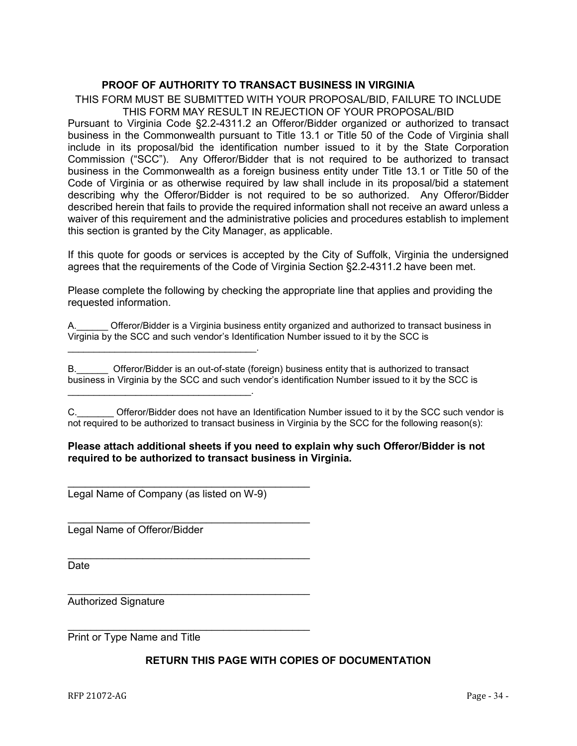## PROOF OF AUTHORITY TO TRANSACT BUSINESS IN VIRGINIA

THIS FORM MUST BE SUBMITTED WITH YOUR PROPOSAL/BID, FAILURE TO INCLUDE THIS FORM MAY RESULT IN REJECTION OF YOUR PROPOSAL/BID

Pursuant to Virginia Code §2.2-4311.2 an Offeror/Bidder organized or authorized to transact business in the Commonwealth pursuant to Title 13.1 or Title 50 of the Code of Virginia shall include in its proposal/bid the identification number issued to it by the State Corporation Commission ("SCC"). Any Offeror/Bidder that is not required to be authorized to transact business in the Commonwealth as a foreign business entity under Title 13.1 or Title 50 of the Code of Virginia or as otherwise required by law shall include in its proposal/bid a statement describing why the Offeror/Bidder is not required to be so authorized. Any Offeror/Bidder described herein that fails to provide the required information shall not receive an award unless a waiver of this requirement and the administrative policies and procedures establish to implement this section is granted by the City Manager, as applicable.

If this quote for goods or services is accepted by the City of Suffolk, Virginia the undersigned agrees that the requirements of the Code of Virginia Section §2.2-4311.2 have been met.

Please complete the following by checking the appropriate line that applies and providing the requested information.

A.______ Offeror/Bidder is a Virginia business entity organized and authorized to transact business in Virginia by the SCC and such vendor's Identification Number issued to it by the SCC is ___________________________________.

B.______ Offeror/Bidder is an out-of-state (foreign) business entity that is authorized to transact business in Virginia by the SCC and such vendor's identification Number issued to it by the SCC is __________________________________.

C._______ Offeror/Bidder does not have an Identification Number issued to it by the SCC such vendor is not required to be authorized to transact business in Virginia by the SCC for the following reason(s):

**Please attach additional sheets if you need to explain why such Offeror/Bidder is not required to be authorized to transact business in Virginia.**

___________________________________________
Legal Name of Company (as listed on W-9)

___________________________________________
Legal Name of Offeror/Bidder

___________________________________________
Date

___________________________________________
Authorized Signature

___________________________________________
Print or Type Name and Title

**RETURN THIS PAGE WITH COPIES OF DOCUMENTATION**